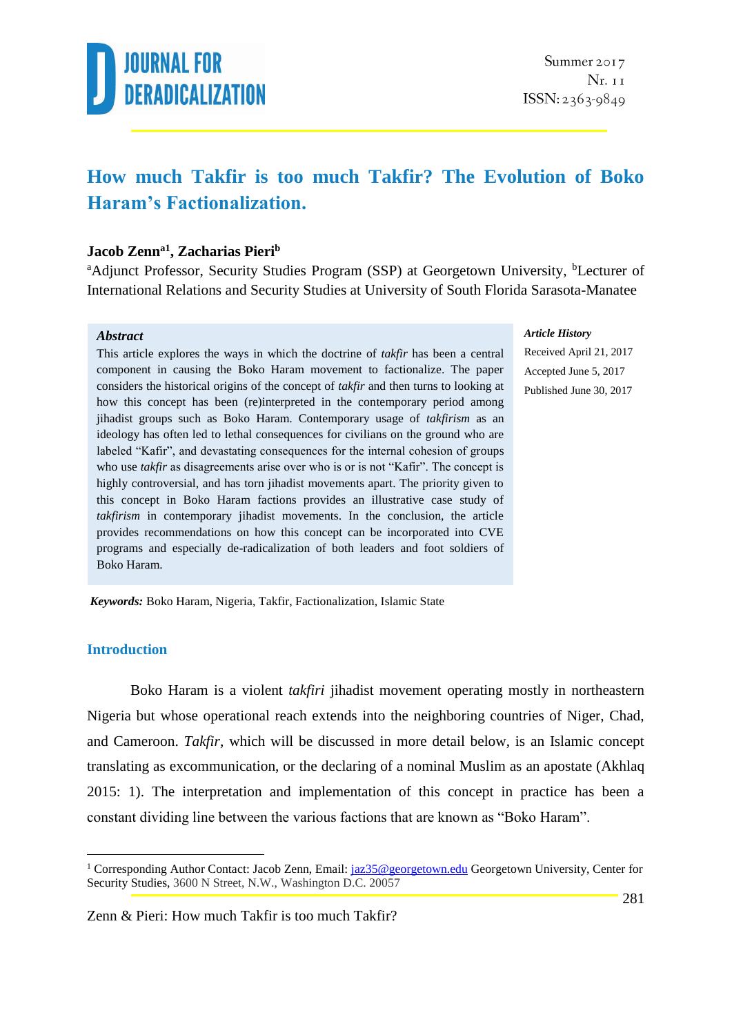# How much Takfir is too much Takfir? The Evolution of Boko Haram's Factionalization.

**Jacob Zenn[a1], Zacharias Pieri[b]**

[a]Adjunct Professor, Security Studies Program (SSP) at Georgetown University, [b]Lecturer of International Relations and Security Studies at University of South Florida Sarasota-Manatee

***Abstract***

This article explores the ways in which the doctrine of *takfir* has been a central component in causing the Boko Haram movement to factionalize. The paper considers the historical origins of the concept of *takfir* and then turns to looking at how this concept has been (re)interpreted in the contemporary period among jihadist groups such as Boko Haram. Contemporary usage of *takfirism* as an ideology has often led to lethal consequences for civilians on the ground who are labeled "Kafir", and devastating consequences for the internal cohesion of groups who use *takfir* as disagreements arise over who is or is not "Kafir". The concept is highly controversial, and has torn jihadist movements apart. The priority given to this concept in Boko Haram factions provides an illustrative case study of *takfirism* in contemporary jihadist movements. In the conclusion, the article provides recommendations on how this concept can be incorporated into CVE programs and especially de-radicalization of both leaders and foot soldiers of Boko Haram.

***Article History***

Received April 21, 2017

Accepted June 5, 2017

Published June 30, 2017

***Keywords:*** Boko Haram, Nigeria, Takfir, Factionalization, Islamic State

## Introduction

Boko Haram is a violent *takfiri* jihadist movement operating mostly in northeastern Nigeria but whose operational reach extends into the neighboring countries of Niger, Chad, and Cameroon. *Takfir*, which will be discussed in more detail below, is an Islamic concept translating as excommunication, or the declaring of a nominal Muslim as an apostate (Akhlaq 2015: 1). The interpretation and implementation of this concept in practice has been a constant dividing line between the various factions that are known as "Boko Haram".

[1] Corresponding Author Contact: Jacob Zenn, Email: jaz35@georgetown.edu Georgetown University, Center for Security Studies, 3600 N Street, N.W., Washington D.C. 20057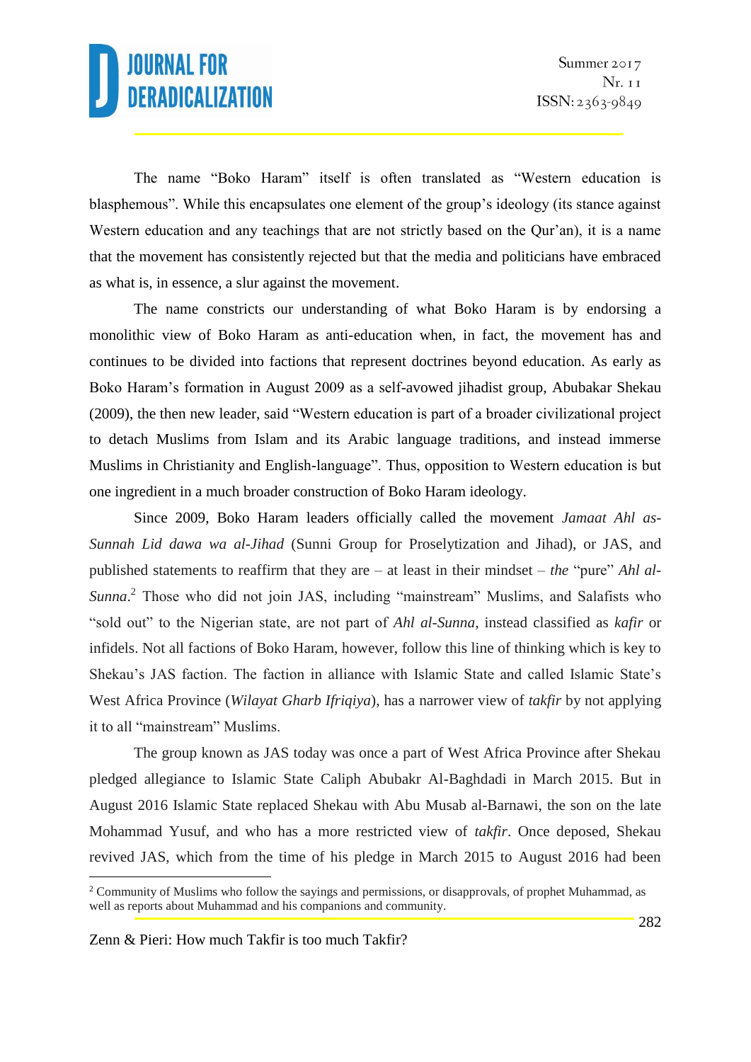The name "Boko Haram" itself is often translated as "Western education is blasphemous". While this encapsulates one element of the group's ideology (its stance against Western education and any teachings that are not strictly based on the Qur'an), it is a name that the movement has consistently rejected but that the media and politicians have embraced as what is, in essence, a slur against the movement.

The name constricts our understanding of what Boko Haram is by endorsing a monolithic view of Boko Haram as anti-education when, in fact, the movement has and continues to be divided into factions that represent doctrines beyond education. As early as Boko Haram's formation in August 2009 as a self-avowed jihadist group, Abubakar Shekau (2009), the then new leader, said "Western education is part of a broader civilizational project to detach Muslims from Islam and its Arabic language traditions, and instead immerse Muslims in Christianity and English-language". Thus, opposition to Western education is but one ingredient in a much broader construction of Boko Haram ideology.

Since 2009, Boko Haram leaders officially called the movement *Jamaat Ahl as-Sunnah Lid dawa wa al-Jihad* (Sunni Group for Proselytization and Jihad), or JAS, and published statements to reaffirm that they are – at least in their mindset – *the* "pure" *Ahl al-Sunna*.[2] Those who did not join JAS, including "mainstream" Muslims, and Salafists who "sold out" to the Nigerian state, are not part of *Ahl al-Sunna*, instead classified as *kafir* or infidels. Not all factions of Boko Haram, however, follow this line of thinking which is key to Shekau's JAS faction. The faction in alliance with Islamic State and called Islamic State's West Africa Province (*Wilayat Gharb Ifriqiya*), has a narrower view of *takfir* by not applying it to all "mainstream" Muslims.

The group known as JAS today was once a part of West Africa Province after Shekau pledged allegiance to Islamic State Caliph Abubakr Al-Baghdadi in March 2015. But in August 2016 Islamic State replaced Shekau with Abu Musab al-Barnawi, the son on the late Mohammad Yusuf, and who has a more restricted view of *takfir*. Once deposed, Shekau revived JAS, which from the time of his pledge in March 2015 to August 2016 had been

[2] Community of Muslims who follow the sayings and permissions, or disapprovals, of prophet Muhammad, as well as reports about Muhammad and his companions and community.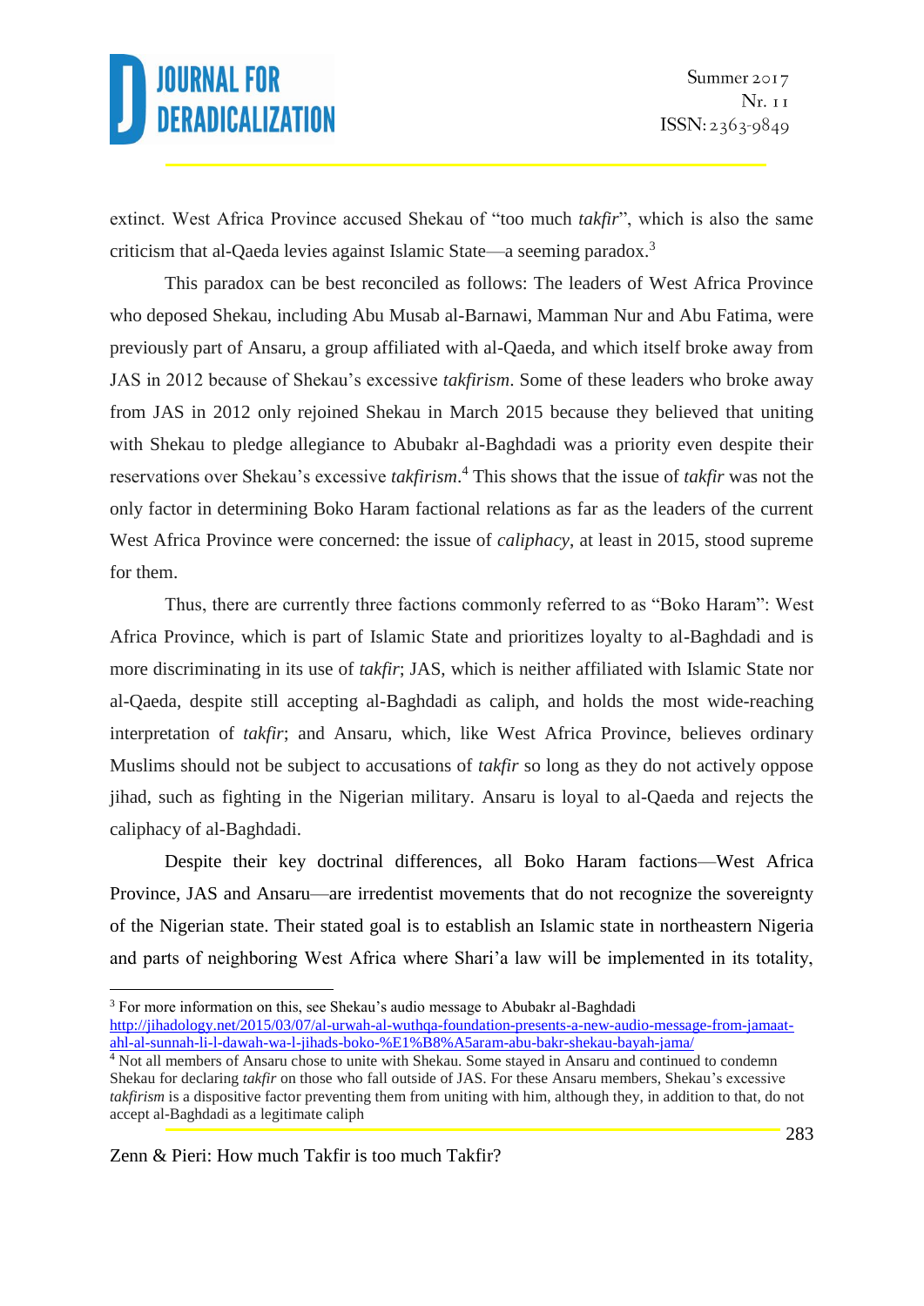extinct. West Africa Province accused Shekau of "too much *takfir*", which is also the same criticism that al-Qaeda levies against Islamic State—a seeming paradox.[3]

This paradox can be best reconciled as follows: The leaders of West Africa Province who deposed Shekau, including Abu Musab al-Barnawi, Mamman Nur and Abu Fatima, were previously part of Ansaru, a group affiliated with al-Qaeda, and which itself broke away from JAS in 2012 because of Shekau's excessive *takfirism*. Some of these leaders who broke away from JAS in 2012 only rejoined Shekau in March 2015 because they believed that uniting with Shekau to pledge allegiance to Abubakr al-Baghdadi was a priority even despite their reservations over Shekau's excessive *takfirism*.[4] This shows that the issue of *takfir* was not the only factor in determining Boko Haram factional relations as far as the leaders of the current West Africa Province were concerned: the issue of *caliphacy*, at least in 2015, stood supreme for them.

Thus, there are currently three factions commonly referred to as "Boko Haram": West Africa Province, which is part of Islamic State and prioritizes loyalty to al-Baghdadi and is more discriminating in its use of *takfir*; JAS, which is neither affiliated with Islamic State nor al-Qaeda, despite still accepting al-Baghdadi as caliph, and holds the most wide-reaching interpretation of *takfir*; and Ansaru, which, like West Africa Province, believes ordinary Muslims should not be subject to accusations of *takfir* so long as they do not actively oppose jihad, such as fighting in the Nigerian military. Ansaru is loyal to al-Qaeda and rejects the caliphacy of al-Baghdadi.

Despite their key doctrinal differences, all Boko Haram factions—West Africa Province, JAS and Ansaru—are irredentist movements that do not recognize the sovereignty of the Nigerian state. Their stated goal is to establish an Islamic state in northeastern Nigeria and parts of neighboring West Africa where Shari'a law will be implemented in its totality,

---

[3] For more information on this, see Shekau's audio message to Abubakr al-Baghdadi http://jihadology.net/2015/03/07/al-urwah-al-wuthqa-foundation-presents-a-new-audio-message-from-jamaat-ahl-al-sunnah-li-l-dawah-wa-l-jihads-boko-%E1%B8%A5aram-abu-bakr-shekau-bayah-jama/

[4] Not all members of Ansaru chose to unite with Shekau. Some stayed in Ansaru and continued to condemn Shekau for declaring *takfir* on those who fall outside of JAS. For these Ansaru members, Shekau's excessive *takfirism* is a dispositive factor preventing them from uniting with him, although they, in addition to that, do not accept al-Baghdadi as a legitimate caliph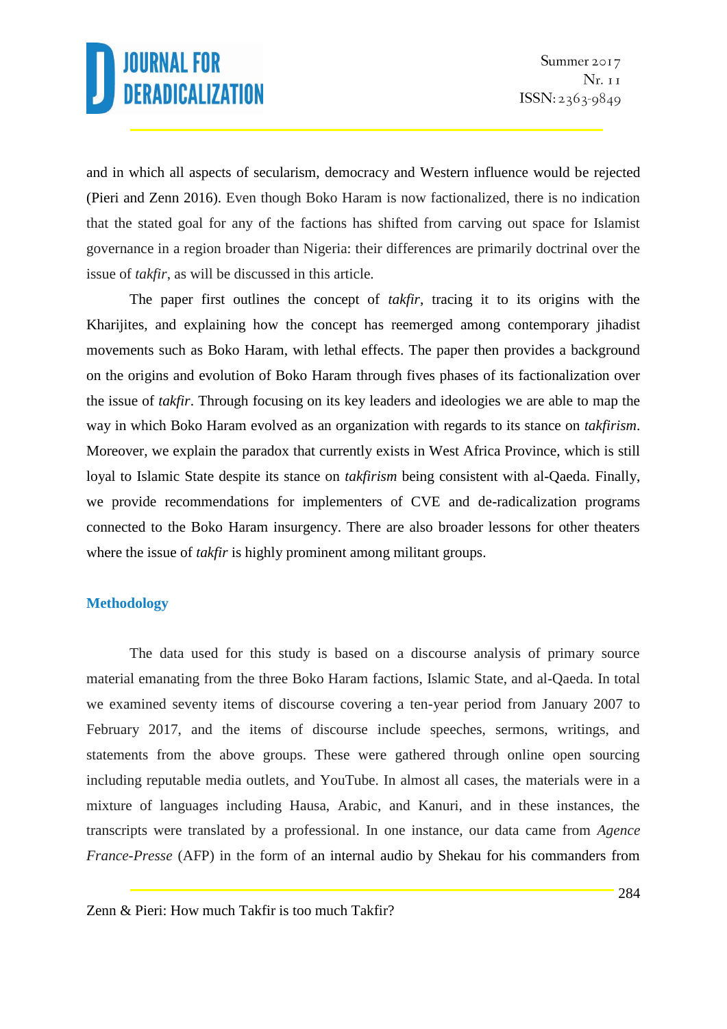and in which all aspects of secularism, democracy and Western influence would be rejected (Pieri and Zenn 2016). Even though Boko Haram is now factionalized, there is no indication that the stated goal for any of the factions has shifted from carving out space for Islamist governance in a region broader than Nigeria: their differences are primarily doctrinal over the issue of *takfir*, as will be discussed in this article.

The paper first outlines the concept of *takfir*, tracing it to its origins with the Kharijites, and explaining how the concept has reemerged among contemporary jihadist movements such as Boko Haram, with lethal effects. The paper then provides a background on the origins and evolution of Boko Haram through fives phases of its factionalization over the issue of *takfir*. Through focusing on its key leaders and ideologies we are able to map the way in which Boko Haram evolved as an organization with regards to its stance on *takfirism*. Moreover, we explain the paradox that currently exists in West Africa Province, which is still loyal to Islamic State despite its stance on *takfirism* being consistent with al-Qaeda. Finally, we provide recommendations for implementers of CVE and de-radicalization programs connected to the Boko Haram insurgency. There are also broader lessons for other theaters where the issue of *takfir* is highly prominent among militant groups.

## Methodology

The data used for this study is based on a discourse analysis of primary source material emanating from the three Boko Haram factions, Islamic State, and al-Qaeda. In total we examined seventy items of discourse covering a ten-year period from January 2007 to February 2017, and the items of discourse include speeches, sermons, writings, and statements from the above groups. These were gathered through online open sourcing including reputable media outlets, and YouTube. In almost all cases, the materials were in a mixture of languages including Hausa, Arabic, and Kanuri, and in these instances, the transcripts were translated by a professional. In one instance, our data came from *Agence France-Presse* (AFP) in the form of an internal audio by Shekau for his commanders from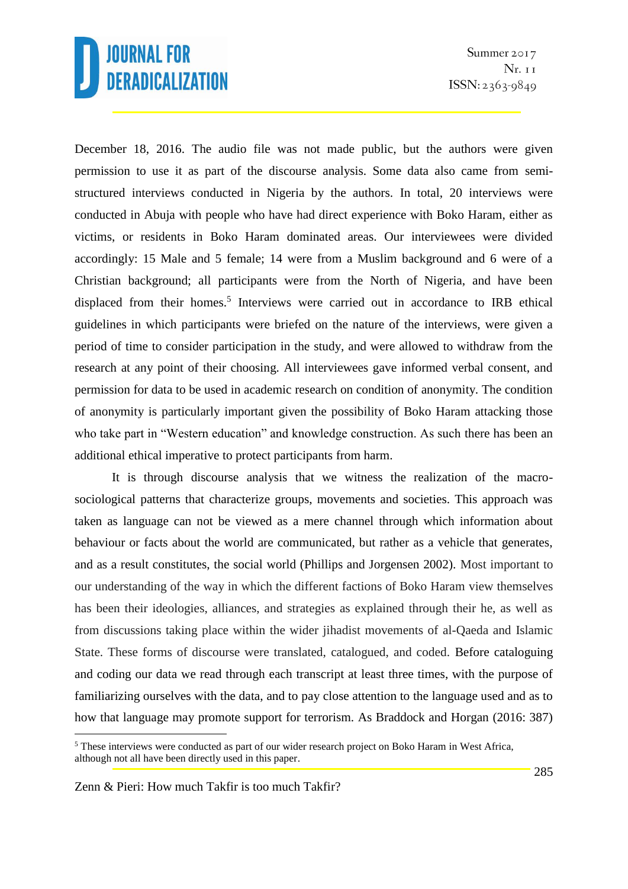December 18, 2016. The audio file was not made public, but the authors were given permission to use it as part of the discourse analysis. Some data also came from semi-structured interviews conducted in Nigeria by the authors. In total, 20 interviews were conducted in Abuja with people who have had direct experience with Boko Haram, either as victims, or residents in Boko Haram dominated areas. Our interviewees were divided accordingly: 15 Male and 5 female; 14 were from a Muslim background and 6 were of a Christian background; all participants were from the North of Nigeria, and have been displaced from their homes.[5] Interviews were carried out in accordance to IRB ethical guidelines in which participants were briefed on the nature of the interviews, were given a period of time to consider participation in the study, and were allowed to withdraw from the research at any point of their choosing. All interviewees gave informed verbal consent, and permission for data to be used in academic research on condition of anonymity. The condition of anonymity is particularly important given the possibility of Boko Haram attacking those who take part in "Western education" and knowledge construction. As such there has been an additional ethical imperative to protect participants from harm.

It is through discourse analysis that we witness the realization of the macro-sociological patterns that characterize groups, movements and societies. This approach was taken as language can not be viewed as a mere channel through which information about behaviour or facts about the world are communicated, but rather as a vehicle that generates, and as a result constitutes, the social world (Phillips and Jorgensen 2002). Most important to our understanding of the way in which the different factions of Boko Haram view themselves has been their ideologies, alliances, and strategies as explained through their he, as well as from discussions taking place within the wider jihadist movements of al-Qaeda and Islamic State. These forms of discourse were translated, catalogued, and coded. Before cataloguing and coding our data we read through each transcript at least three times, with the purpose of familiarizing ourselves with the data, and to pay close attention to the language used and as to how that language may promote support for terrorism. As Braddock and Horgan (2016: 387)

[5] These interviews were conducted as part of our wider research project on Boko Haram in West Africa, although not all have been directly used in this paper.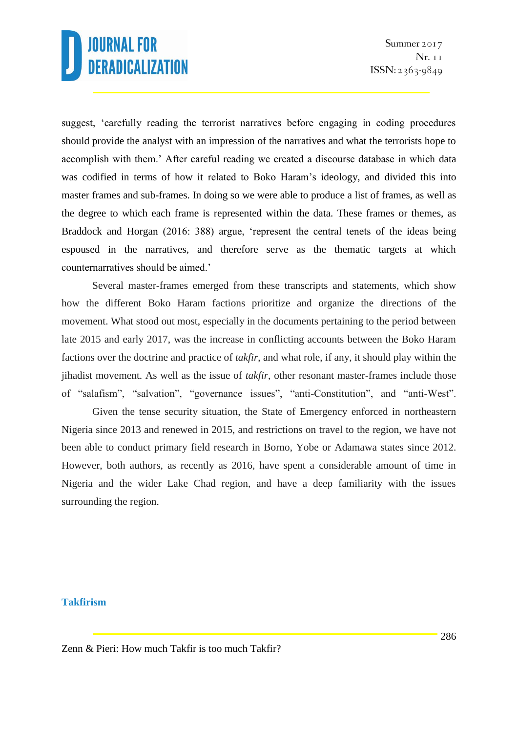suggest, 'carefully reading the terrorist narratives before engaging in coding procedures should provide the analyst with an impression of the narratives and what the terrorists hope to accomplish with them.' After careful reading we created a discourse database in which data was codified in terms of how it related to Boko Haram's ideology, and divided this into master frames and sub-frames. In doing so we were able to produce a list of frames, as well as the degree to which each frame is represented within the data. These frames or themes, as Braddock and Horgan (2016: 388) argue, 'represent the central tenets of the ideas being espoused in the narratives, and therefore serve as the thematic targets at which counternarratives should be aimed.'

Several master-frames emerged from these transcripts and statements, which show how the different Boko Haram factions prioritize and organize the directions of the movement. What stood out most, especially in the documents pertaining to the period between late 2015 and early 2017, was the increase in conflicting accounts between the Boko Haram factions over the doctrine and practice of *takfir*, and what role, if any, it should play within the jihadist movement. As well as the issue of *takfir*, other resonant master-frames include those of "salafism", "salvation", "governance issues", "anti-Constitution", and "anti-West".

Given the tense security situation, the State of Emergency enforced in northeastern Nigeria since 2013 and renewed in 2015, and restrictions on travel to the region, we have not been able to conduct primary field research in Borno, Yobe or Adamawa states since 2012. However, both authors, as recently as 2016, have spent a considerable amount of time in Nigeria and the wider Lake Chad region, and have a deep familiarity with the issues surrounding the region.

## Takfirism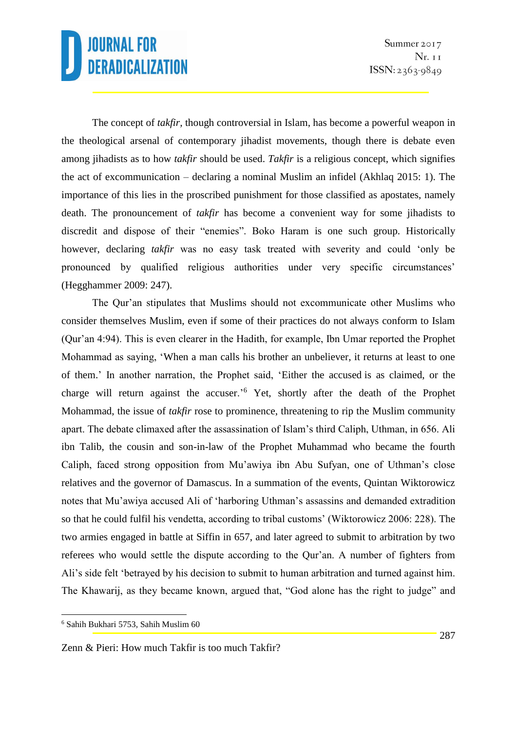The concept of *takfir,* though controversial in Islam, has become a powerful weapon in the theological arsenal of contemporary jihadist movements, though there is debate even among jihadists as to how *takfir* should be used. *Takfir* is a religious concept, which signifies the act of excommunication – declaring a nominal Muslim an infidel (Akhlaq 2015: 1). The importance of this lies in the proscribed punishment for those classified as apostates, namely death. The pronouncement of *takfir* has become a convenient way for some jihadists to discredit and dispose of their "enemies". Boko Haram is one such group. Historically however, declaring *takfir* was no easy task treated with severity and could 'only be pronounced by qualified religious authorities under very specific circumstances' (Hegghammer 2009: 247).

The Qur'an stipulates that Muslims should not excommunicate other Muslims who consider themselves Muslim, even if some of their practices do not always conform to Islam (Qur'an 4:94). This is even clearer in the Hadith, for example, Ibn Umar reported the Prophet Mohammad as saying, 'When a man calls his brother an unbeliever, it returns at least to one of them.' In another narration, the Prophet said, 'Either the accused is as claimed, or the charge will return against the accuser.'[6] Yet, shortly after the death of the Prophet Mohammad, the issue of *takfir* rose to prominence, threatening to rip the Muslim community apart. The debate climaxed after the assassination of Islam's third Caliph, Uthman, in 656. Ali ibn Talib, the cousin and son-in-law of the Prophet Muhammad who became the fourth Caliph, faced strong opposition from Mu'awiya ibn Abu Sufyan, one of Uthman's close relatives and the governor of Damascus. In a summation of the events, Quintan Wiktorowicz notes that Mu'awiya accused Ali of 'harboring Uthman's assassins and demanded extradition so that he could fulfil his vendetta, according to tribal customs' (Wiktorowicz 2006: 228). The two armies engaged in battle at Siffin in 657, and later agreed to submit to arbitration by two referees who would settle the dispute according to the Qur'an. A number of fighters from Ali's side felt 'betrayed by his decision to submit to human arbitration and turned against him. The Khawarij, as they became known, argued that, "God alone has the right to judge" and

[6] Sahih Bukhari 5753, Sahih Muslim 60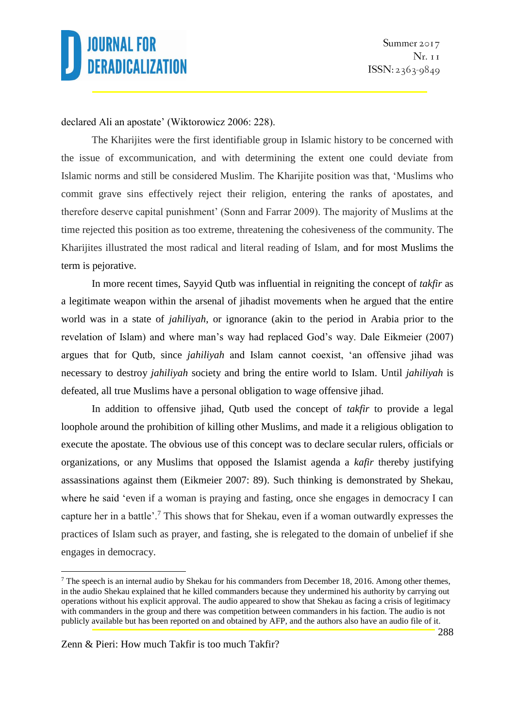declared Ali an apostate' (Wiktorowicz 2006: 228).

The Kharijites were the first identifiable group in Islamic history to be concerned with the issue of excommunication, and with determining the extent one could deviate from Islamic norms and still be considered Muslim. The Kharijite position was that, 'Muslims who commit grave sins effectively reject their religion, entering the ranks of apostates, and therefore deserve capital punishment' (Sonn and Farrar 2009). The majority of Muslims at the time rejected this position as too extreme, threatening the cohesiveness of the community. The Kharijites illustrated the most radical and literal reading of Islam, and for most Muslims the term is pejorative.

In more recent times, Sayyid Qutb was influential in reigniting the concept of *takfir* as a legitimate weapon within the arsenal of jihadist movements when he argued that the entire world was in a state of *jahiliyah*, or ignorance (akin to the period in Arabia prior to the revelation of Islam) and where man's way had replaced God's way. Dale Eikmeier (2007) argues that for Qutb, since *jahiliyah* and Islam cannot coexist, 'an offensive jihad was necessary to destroy *jahiliyah* society and bring the entire world to Islam. Until *jahiliyah* is defeated, all true Muslims have a personal obligation to wage offensive jihad.

In addition to offensive jihad, Qutb used the concept of *takfir* to provide a legal loophole around the prohibition of killing other Muslims, and made it a religious obligation to execute the apostate. The obvious use of this concept was to declare secular rulers, officials or organizations, or any Muslims that opposed the Islamist agenda a *kafir* thereby justifying assassinations against them (Eikmeier 2007: 89). Such thinking is demonstrated by Shekau, where he said 'even if a woman is praying and fasting, once she engages in democracy I can capture her in a battle'.[7] This shows that for Shekau, even if a woman outwardly expresses the practices of Islam such as prayer, and fasting, she is relegated to the domain of unbelief if she engages in democracy.

[7] The speech is an internal audio by Shekau for his commanders from December 18, 2016. Among other themes, in the audio Shekau explained that he killed commanders because they undermined his authority by carrying out operations without his explicit approval. The audio appeared to show that Shekau as facing a crisis of legitimacy with commanders in the group and there was competition between commanders in his faction. The audio is not publicly available but has been reported on and obtained by AFP, and the authors also have an audio file of it.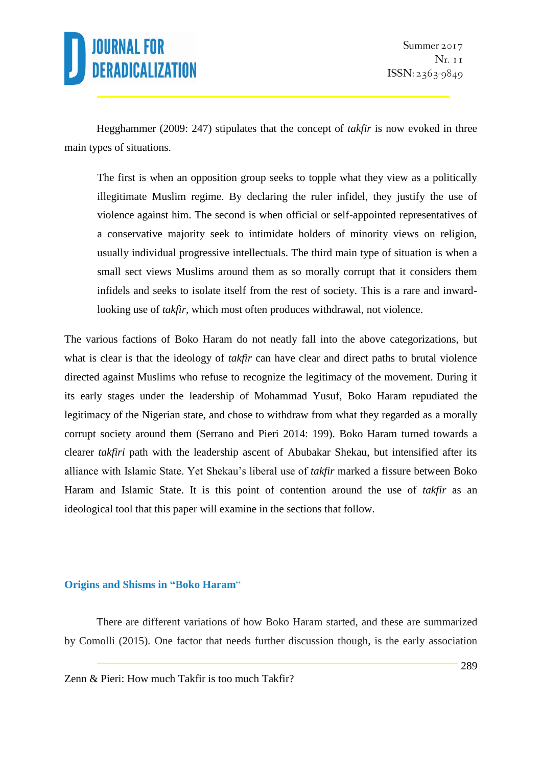Hegghammer (2009: 247) stipulates that the concept of *takfir* is now evoked in three main types of situations.

> The first is when an opposition group seeks to topple what they view as a politically illegitimate Muslim regime. By declaring the ruler infidel, they justify the use of violence against him. The second is when official or self-appointed representatives of a conservative majority seek to intimidate holders of minority views on religion, usually individual progressive intellectuals. The third main type of situation is when a small sect views Muslims around them as so morally corrupt that it considers them infidels and seeks to isolate itself from the rest of society. This is a rare and inward-looking use of *takfir*, which most often produces withdrawal, not violence.

The various factions of Boko Haram do not neatly fall into the above categorizations, but what is clear is that the ideology of *takfir* can have clear and direct paths to brutal violence directed against Muslims who refuse to recognize the legitimacy of the movement. During it its early stages under the leadership of Mohammad Yusuf, Boko Haram repudiated the legitimacy of the Nigerian state, and chose to withdraw from what they regarded as a morally corrupt society around them (Serrano and Pieri 2014: 199). Boko Haram turned towards a clearer *takfiri* path with the leadership ascent of Abubakar Shekau, but intensified after its alliance with Islamic State. Yet Shekau's liberal use of *takfir* marked a fissure between Boko Haram and Islamic State. It is this point of contention around the use of *takfir* as an ideological tool that this paper will examine in the sections that follow.

## Origins and Shisms in "Boko Haram"

There are different variations of how Boko Haram started, and these are summarized by Comolli (2015). One factor that needs further discussion though, is the early association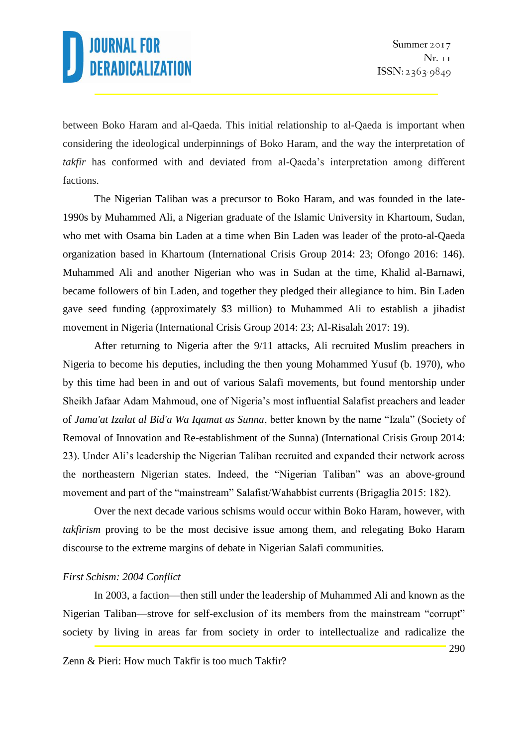between Boko Haram and al-Qaeda. This initial relationship to al-Qaeda is important when considering the ideological underpinnings of Boko Haram, and the way the interpretation of *takfir* has conformed with and deviated from al-Qaeda's interpretation among different factions.

The Nigerian Taliban was a precursor to Boko Haram, and was founded in the late-1990s by Muhammed Ali, a Nigerian graduate of the Islamic University in Khartoum, Sudan, who met with Osama bin Laden at a time when Bin Laden was leader of the proto-al-Qaeda organization based in Khartoum (International Crisis Group 2014: 23; Ofongo 2016: 146). Muhammed Ali and another Nigerian who was in Sudan at the time, Khalid al-Barnawi, became followers of bin Laden, and together they pledged their allegiance to him. Bin Laden gave seed funding (approximately $3 million) to Muhammed Ali to establish a jihadist movement in Nigeria (International Crisis Group 2014: 23; Al-Risalah 2017: 19).

After returning to Nigeria after the 9/11 attacks, Ali recruited Muslim preachers in Nigeria to become his deputies, including the then young Mohammed Yusuf (b. 1970), who by this time had been in and out of various Salafi movements, but found mentorship under Sheikh Jafaar Adam Mahmoud, one of Nigeria's most influential Salafist preachers and leader of *Jama'at Izalat al Bid'a Wa Iqamat as Sunna*, better known by the name "Izala" (Society of Removal of Innovation and Re-establishment of the Sunna) (International Crisis Group 2014: 23). Under Ali's leadership the Nigerian Taliban recruited and expanded their network across the northeastern Nigerian states. Indeed, the "Nigerian Taliban" was an above-ground movement and part of the "mainstream" Salafist/Wahabbist currents (Brigaglia 2015: 182).

Over the next decade various schisms would occur within Boko Haram, however, with *takfirism* proving to be the most decisive issue among them, and relegating Boko Haram discourse to the extreme margins of debate in Nigerian Salafi communities.

### *First Schism: 2004 Conflict*

In 2003, a faction—then still under the leadership of Muhammed Ali and known as the Nigerian Taliban—strove for self-exclusion of its members from the mainstream "corrupt" society by living in areas far from society in order to intellectualize and radicalize the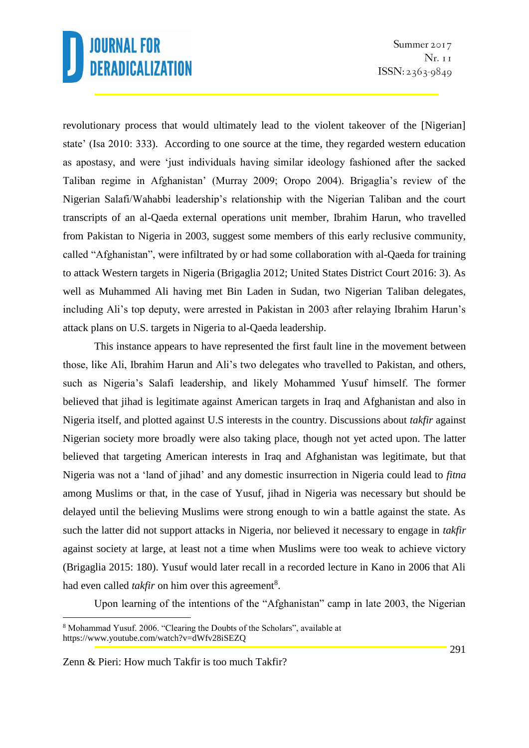revolutionary process that would ultimately lead to the violent takeover of the [Nigerian] state' (Isa 2010: 333). According to one source at the time, they regarded western education as apostasy, and were 'just individuals having similar ideology fashioned after the sacked Taliban regime in Afghanistan' (Murray 2009; Oropo 2004). Brigaglia's review of the Nigerian Salafi/Wahabbi leadership's relationship with the Nigerian Taliban and the court transcripts of an al-Qaeda external operations unit member, Ibrahim Harun, who travelled from Pakistan to Nigeria in 2003, suggest some members of this early reclusive community, called "Afghanistan", were infiltrated by or had some collaboration with al-Qaeda for training to attack Western targets in Nigeria (Brigaglia 2012; United States District Court 2016: 3). As well as Muhammed Ali having met Bin Laden in Sudan, two Nigerian Taliban delegates, including Ali's top deputy, were arrested in Pakistan in 2003 after relaying Ibrahim Harun's attack plans on U.S. targets in Nigeria to al-Qaeda leadership.

This instance appears to have represented the first fault line in the movement between those, like Ali, Ibrahim Harun and Ali's two delegates who travelled to Pakistan, and others, such as Nigeria's Salafi leadership, and likely Mohammed Yusuf himself. The former believed that jihad is legitimate against American targets in Iraq and Afghanistan and also in Nigeria itself, and plotted against U.S interests in the country. Discussions about *takfir* against Nigerian society more broadly were also taking place, though not yet acted upon. The latter believed that targeting American interests in Iraq and Afghanistan was legitimate, but that Nigeria was not a 'land of jihad' and any domestic insurrection in Nigeria could lead to *fitna* among Muslims or that, in the case of Yusuf, jihad in Nigeria was necessary but should be delayed until the believing Muslims were strong enough to win a battle against the state. As such the latter did not support attacks in Nigeria, nor believed it necessary to engage in *takfir* against society at large, at least not a time when Muslims were too weak to achieve victory (Brigaglia 2015: 180). Yusuf would later recall in a recorded lecture in Kano in 2006 that Ali had even called *takfir* on him over this agreement[8].

Upon learning of the intentions of the "Afghanistan" camp in late 2003, the Nigerian

[8] Mohammad Yusuf. 2006. "Clearing the Doubts of the Scholars", available at https://www.youtube.com/watch?v=dWfv28iSEZQ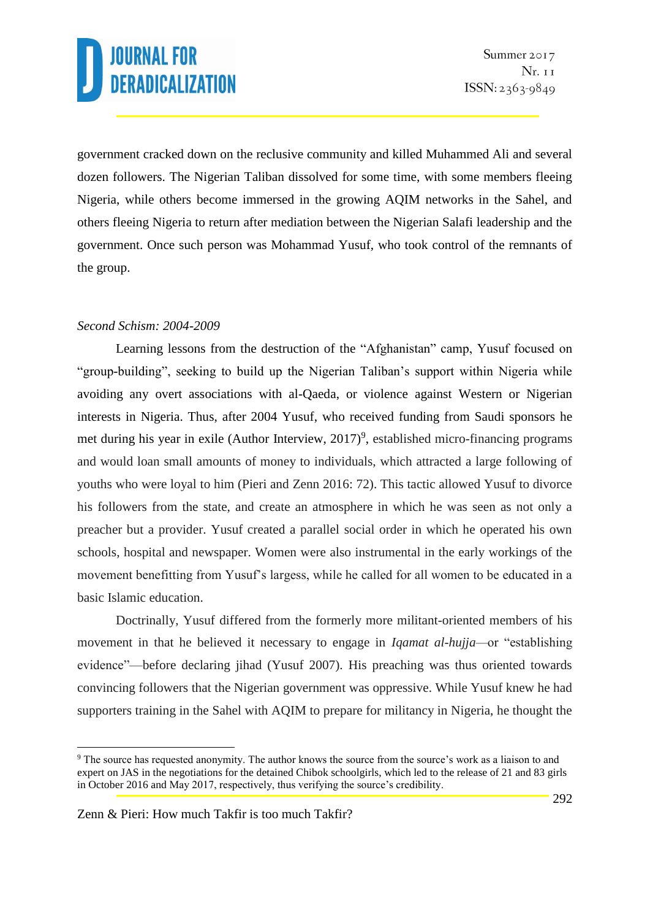government cracked down on the reclusive community and killed Muhammed Ali and several dozen followers. The Nigerian Taliban dissolved for some time, with some members fleeing Nigeria, while others become immersed in the growing AQIM networks in the Sahel, and others fleeing Nigeria to return after mediation between the Nigerian Salafi leadership and the government. Once such person was Mohammad Yusuf, who took control of the remnants of the group.

*Second Schism: 2004-2009*

Learning lessons from the destruction of the "Afghanistan" camp, Yusuf focused on "group-building", seeking to build up the Nigerian Taliban's support within Nigeria while avoiding any overt associations with al-Qaeda, or violence against Western or Nigerian interests in Nigeria. Thus, after 2004 Yusuf, who received funding from Saudi sponsors he met during his year in exile (Author Interview, 2017)[9], established micro-financing programs and would loan small amounts of money to individuals, which attracted a large following of youths who were loyal to him (Pieri and Zenn 2016: 72). This tactic allowed Yusuf to divorce his followers from the state, and create an atmosphere in which he was seen as not only a preacher but a provider. Yusuf created a parallel social order in which he operated his own schools, hospital and newspaper. Women were also instrumental in the early workings of the movement benefitting from Yusuf's largess, while he called for all women to be educated in a basic Islamic education.

Doctrinally, Yusuf differed from the formerly more militant-oriented members of his movement in that he believed it necessary to engage in *Iqamat al-hujja*—or "establishing evidence"—before declaring jihad (Yusuf 2007). His preaching was thus oriented towards convincing followers that the Nigerian government was oppressive. While Yusuf knew he had supporters training in the Sahel with AQIM to prepare for militancy in Nigeria, he thought the

[9] The source has requested anonymity. The author knows the source from the source's work as a liaison to and expert on JAS in the negotiations for the detained Chibok schoolgirls, which led to the release of 21 and 83 girls in October 2016 and May 2017, respectively, thus verifying the source's credibility.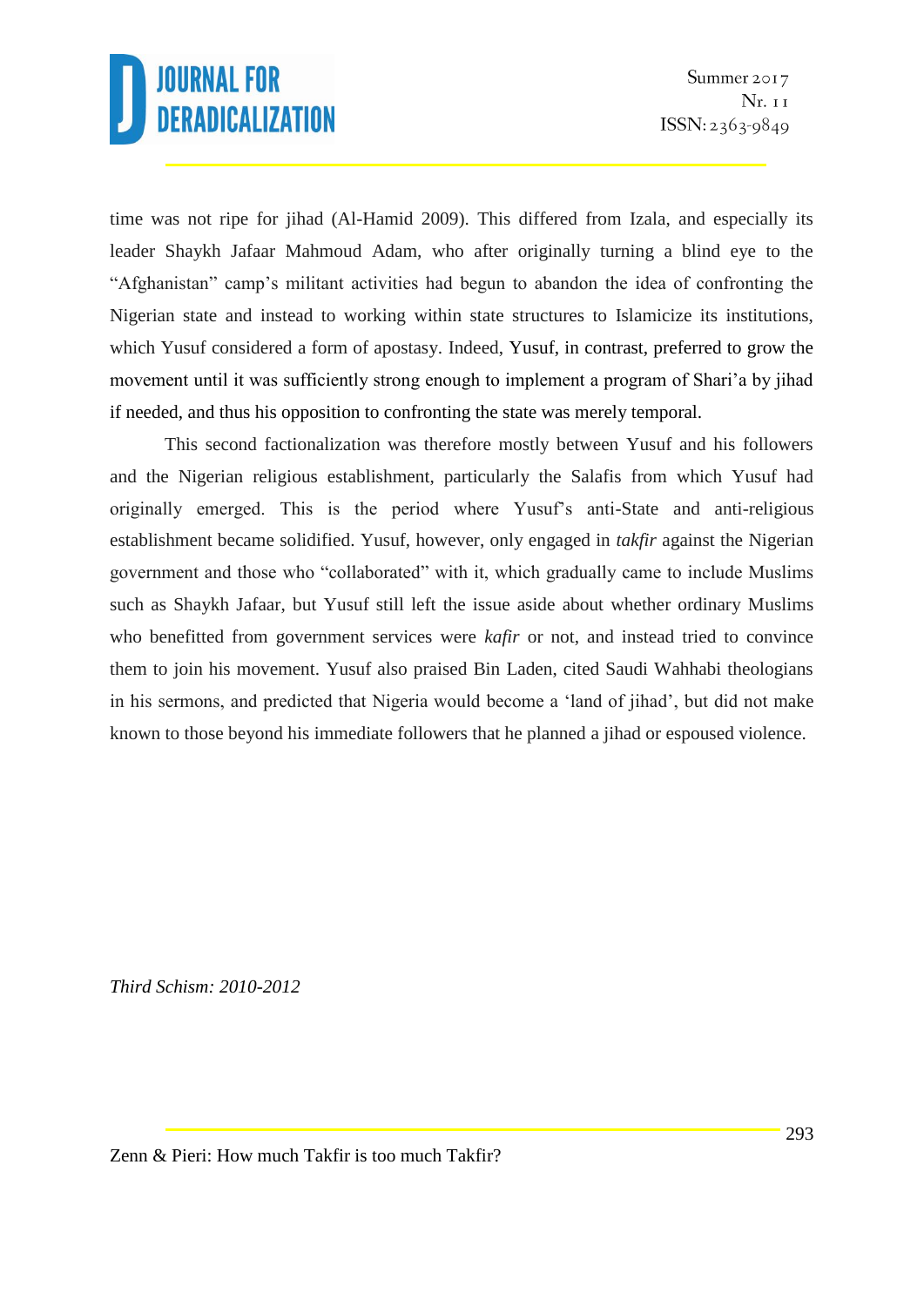time was not ripe for jihad (Al-Hamid 2009). This differed from Izala, and especially its leader Shaykh Jafaar Mahmoud Adam, who after originally turning a blind eye to the "Afghanistan" camp's militant activities had begun to abandon the idea of confronting the Nigerian state and instead to working within state structures to Islamicize its institutions, which Yusuf considered a form of apostasy. Indeed, Yusuf, in contrast, preferred to grow the movement until it was sufficiently strong enough to implement a program of Shari'a by jihad if needed, and thus his opposition to confronting the state was merely temporal.

This second factionalization was therefore mostly between Yusuf and his followers and the Nigerian religious establishment, particularly the Salafis from which Yusuf had originally emerged. This is the period where Yusuf's anti-State and anti-religious establishment became solidified. Yusuf, however, only engaged in *takfir* against the Nigerian government and those who "collaborated" with it, which gradually came to include Muslims such as Shaykh Jafaar, but Yusuf still left the issue aside about whether ordinary Muslims who benefitted from government services were *kafir* or not, and instead tried to convince them to join his movement. Yusuf also praised Bin Laden, cited Saudi Wahhabi theologians in his sermons, and predicted that Nigeria would become a 'land of jihad', but did not make known to those beyond his immediate followers that he planned a jihad or espoused violence.

*Third Schism: 2010-2012*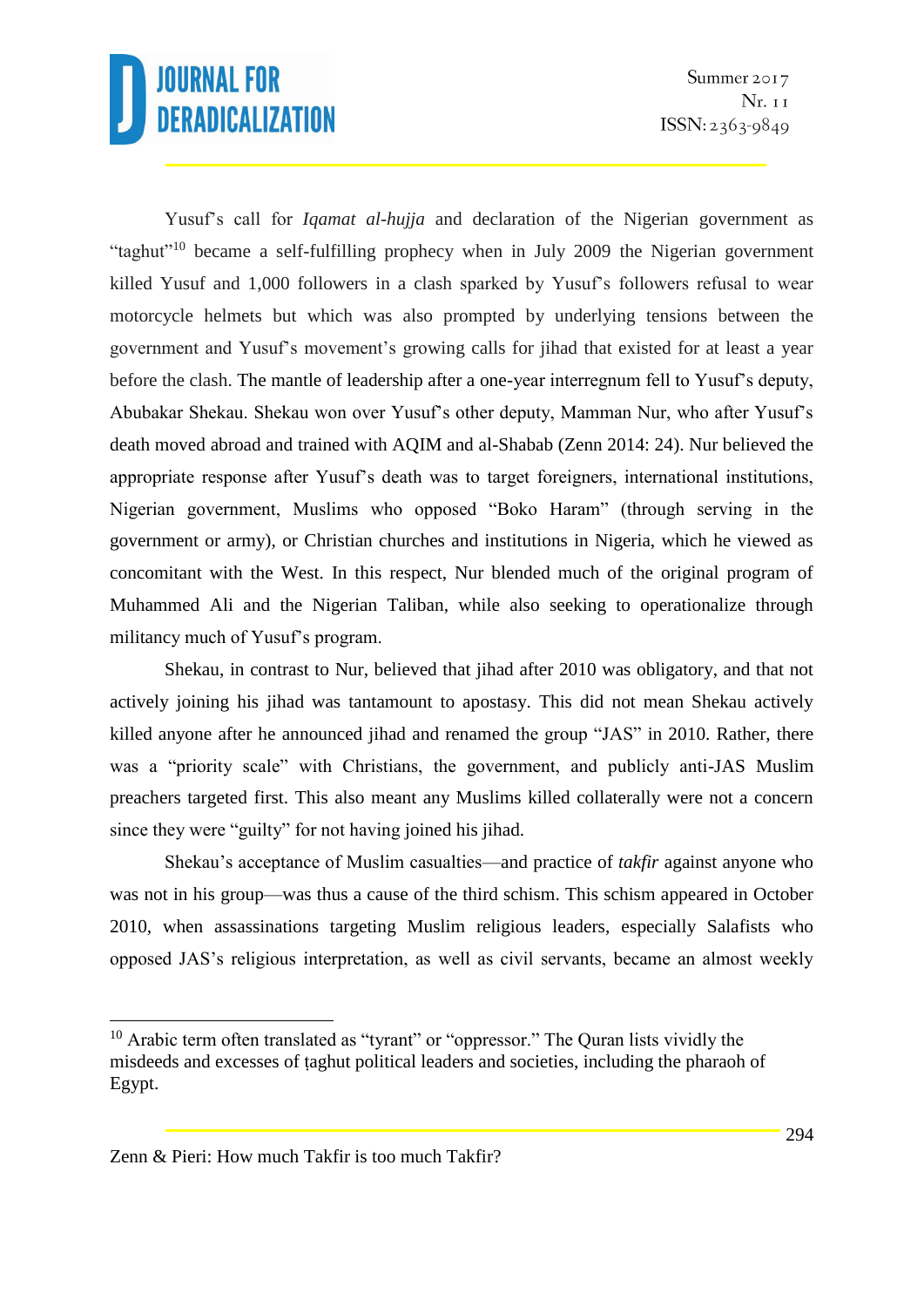Yusuf's call for *Iqamat al-hujja* and declaration of the Nigerian government as "taghut"[10] became a self-fulfilling prophecy when in July 2009 the Nigerian government killed Yusuf and 1,000 followers in a clash sparked by Yusuf's followers refusal to wear motorcycle helmets but which was also prompted by underlying tensions between the government and Yusuf's movement's growing calls for jihad that existed for at least a year before the clash. The mantle of leadership after a one-year interregnum fell to Yusuf's deputy, Abubakar Shekau. Shekau won over Yusuf's other deputy, Mamman Nur, who after Yusuf's death moved abroad and trained with AQIM and al-Shabab (Zenn 2014: 24). Nur believed the appropriate response after Yusuf's death was to target foreigners, international institutions, Nigerian government, Muslims who opposed "Boko Haram" (through serving in the government or army), or Christian churches and institutions in Nigeria, which he viewed as concomitant with the West. In this respect, Nur blended much of the original program of Muhammed Ali and the Nigerian Taliban, while also seeking to operationalize through militancy much of Yusuf's program.

Shekau, in contrast to Nur, believed that jihad after 2010 was obligatory, and that not actively joining his jihad was tantamount to apostasy. This did not mean Shekau actively killed anyone after he announced jihad and renamed the group "JAS" in 2010. Rather, there was a "priority scale" with Christians, the government, and publicly anti-JAS Muslim preachers targeted first. This also meant any Muslims killed collaterally were not a concern since they were "guilty" for not having joined his jihad.

Shekau's acceptance of Muslim casualties—and practice of *takfir* against anyone who was not in his group—was thus a cause of the third schism. This schism appeared in October 2010, when assassinations targeting Muslim religious leaders, especially Salafists who opposed JAS's religious interpretation, as well as civil servants, became an almost weekly

---

[10] Arabic term often translated as "tyrant" or "oppressor." The Quran lists vividly the misdeeds and excesses of ṭaghut political leaders and societies, including the pharaoh of Egypt.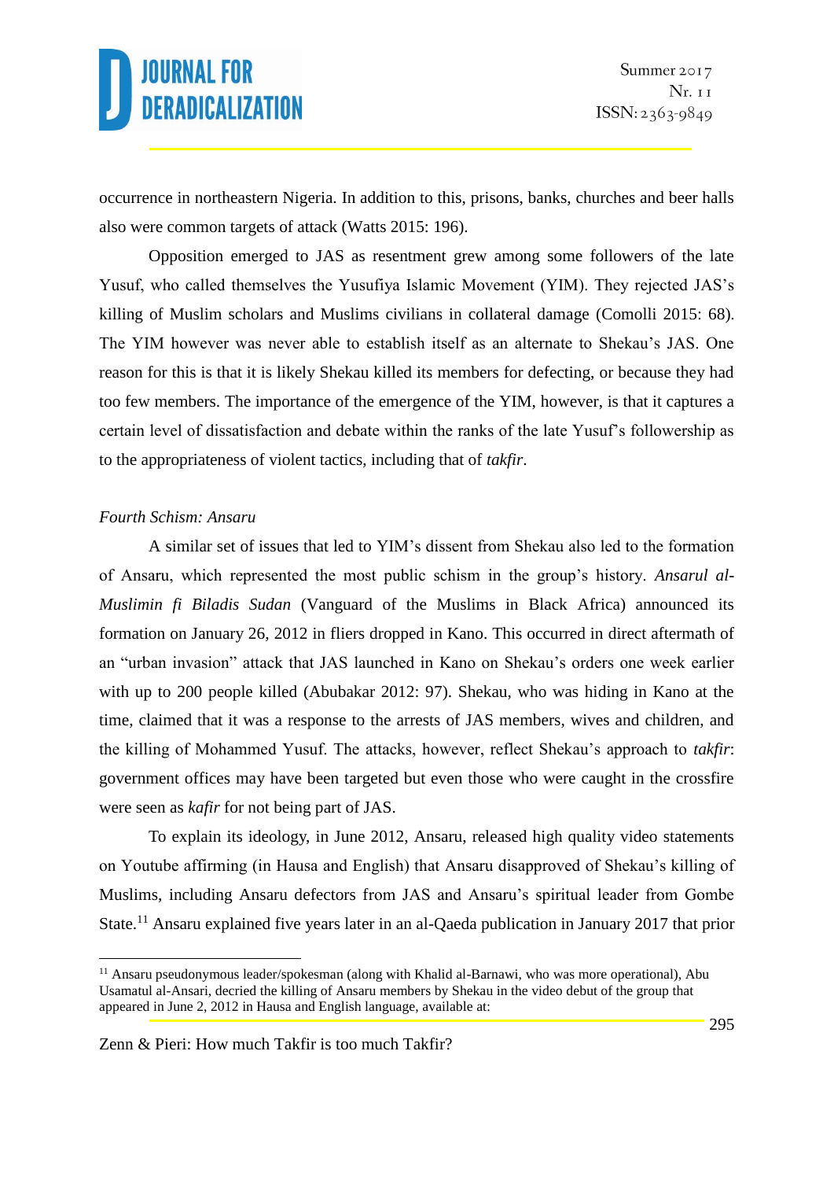occurrence in northeastern Nigeria. In addition to this, prisons, banks, churches and beer halls also were common targets of attack (Watts 2015: 196).

Opposition emerged to JAS as resentment grew among some followers of the late Yusuf, who called themselves the Yusufiya Islamic Movement (YIM). They rejected JAS's killing of Muslim scholars and Muslims civilians in collateral damage (Comolli 2015: 68). The YIM however was never able to establish itself as an alternate to Shekau's JAS. One reason for this is that it is likely Shekau killed its members for defecting, or because they had too few members. The importance of the emergence of the YIM, however, is that it captures a certain level of dissatisfaction and debate within the ranks of the late Yusuf's followership as to the appropriateness of violent tactics, including that of *takfir*.

*Fourth Schism: Ansaru*

A similar set of issues that led to YIM's dissent from Shekau also led to the formation of Ansaru, which represented the most public schism in the group's history. *Ansarul al-Muslimin fi Biladis Sudan* (Vanguard of the Muslims in Black Africa) announced its formation on January 26, 2012 in fliers dropped in Kano. This occurred in direct aftermath of an "urban invasion" attack that JAS launched in Kano on Shekau's orders one week earlier with up to 200 people killed (Abubakar 2012: 97). Shekau, who was hiding in Kano at the time, claimed that it was a response to the arrests of JAS members, wives and children, and the killing of Mohammed Yusuf. The attacks, however, reflect Shekau's approach to *takfir*: government offices may have been targeted but even those who were caught in the crossfire were seen as *kafir* for not being part of JAS.

To explain its ideology, in June 2012, Ansaru, released high quality video statements on Youtube affirming (in Hausa and English) that Ansaru disapproved of Shekau's killing of Muslims, including Ansaru defectors from JAS and Ansaru's spiritual leader from Gombe State.[11] Ansaru explained five years later in an al-Qaeda publication in January 2017 that prior

[11] Ansaru pseudonymous leader/spokesman (along with Khalid al-Barnawi, who was more operational), Abu Usamatul al-Ansari, decried the killing of Ansaru members by Shekau in the video debut of the group that appeared in June 2, 2012 in Hausa and English language, available at: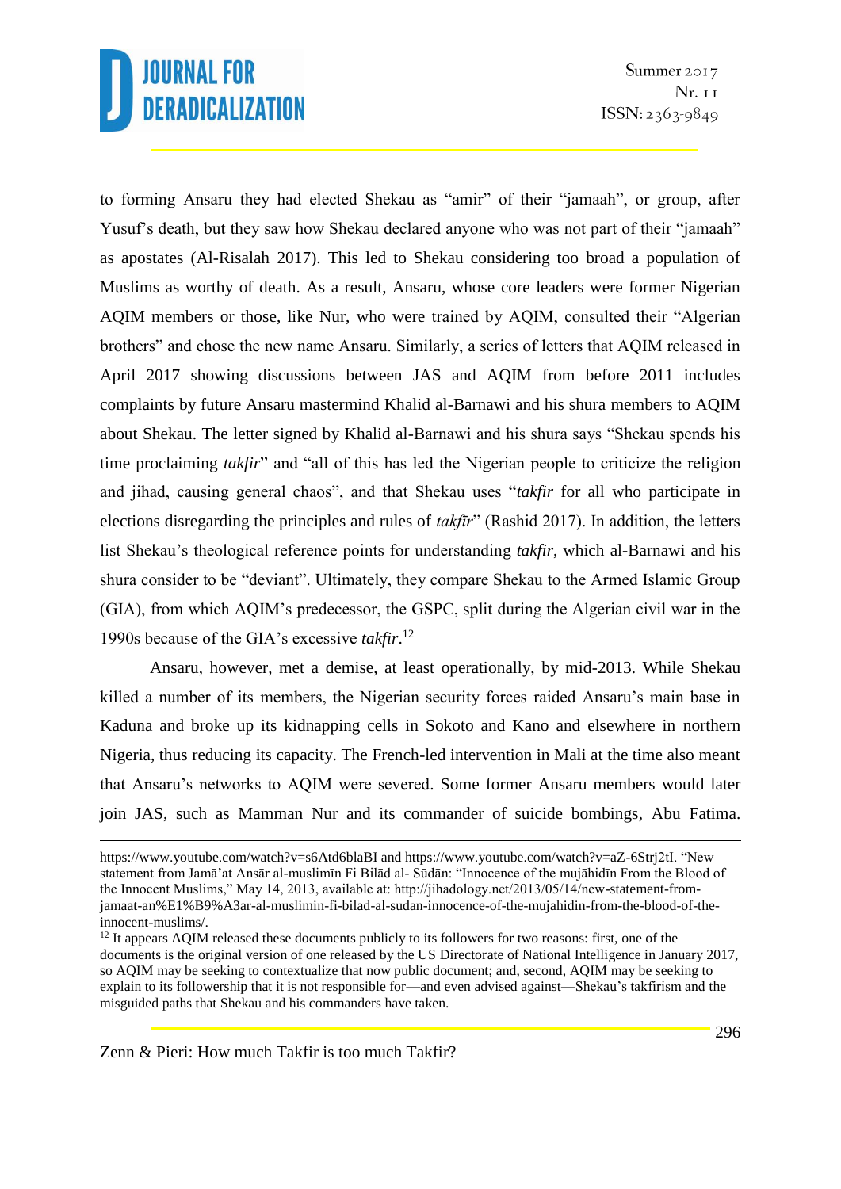to forming Ansaru they had elected Shekau as "amir" of their "jamaah", or group, after Yusuf's death, but they saw how Shekau declared anyone who was not part of their "jamaah" as apostates (Al-Risalah 2017). This led to Shekau considering too broad a population of Muslims as worthy of death. As a result, Ansaru, whose core leaders were former Nigerian AQIM members or those, like Nur, who were trained by AQIM, consulted their "Algerian brothers" and chose the new name Ansaru. Similarly, a series of letters that AQIM released in April 2017 showing discussions between JAS and AQIM from before 2011 includes complaints by future Ansaru mastermind Khalid al-Barnawi and his shura members to AQIM about Shekau. The letter signed by Khalid al-Barnawi and his shura says "Shekau spends his time proclaiming *takfir*" and "all of this has led the Nigerian people to criticize the religion and jihad, causing general chaos", and that Shekau uses "*takfir* for all who participate in elections disregarding the principles and rules of *takfīr*" (Rashid 2017). In addition, the letters list Shekau's theological reference points for understanding *takfir*, which al-Barnawi and his shura consider to be "deviant". Ultimately, they compare Shekau to the Armed Islamic Group (GIA), from which AQIM's predecessor, the GSPC, split during the Algerian civil war in the 1990s because of the GIA's excessive *takfir*.[12]

Ansaru, however, met a demise, at least operationally, by mid-2013. While Shekau killed a number of its members, the Nigerian security forces raided Ansaru's main base in Kaduna and broke up its kidnapping cells in Sokoto and Kano and elsewhere in northern Nigeria, thus reducing its capacity. The French-led intervention in Mali at the time also meant that Ansaru's networks to AQIM were severed. Some former Ansaru members would later join JAS, such as Mamman Nur and its commander of suicide bombings, Abu Fatima.

---

https://www.youtube.com/watch?v=s6Atd6blaBI and https://www.youtube.com/watch?v=aZ-6Strj2tI. "New statement from Jamā'at Ansār al-muslimīn Fi Bilād al- Sūdān: "Innocence of the mujāhidīn From the Blood of the Innocent Muslims," May 14, 2013, available at: http://jihadology.net/2013/05/14/new-statement-from-jamaat-an%E1%B9%A3ar-al-muslimin-fi-bilad-al-sudan-innocence-of-the-mujahidin-from-the-blood-of-the-innocent-muslims/.

[12] It appears AQIM released these documents publicly to its followers for two reasons: first, one of the documents is the original version of one released by the US Directorate of National Intelligence in January 2017, so AQIM may be seeking to contextualize that now public document; and, second, AQIM may be seeking to explain to its followership that it is not responsible for—and even advised against—Shekau's takfirism and the misguided paths that Shekau and his commanders have taken.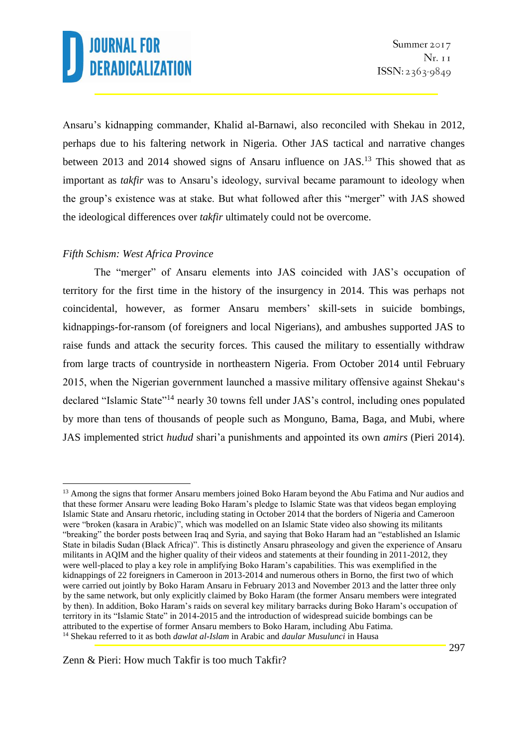Ansaru's kidnapping commander, Khalid al-Barnawi, also reconciled with Shekau in 2012, perhaps due to his faltering network in Nigeria. Other JAS tactical and narrative changes between 2013 and 2014 showed signs of Ansaru influence on JAS.[13] This showed that as important as *takfir* was to Ansaru's ideology, survival became paramount to ideology when the group's existence was at stake. But what followed after this "merger" with JAS showed the ideological differences over *takfir* ultimately could not be overcome.

*Fifth Schism: West Africa Province*

The "merger" of Ansaru elements into JAS coincided with JAS's occupation of territory for the first time in the history of the insurgency in 2014. This was perhaps not coincidental, however, as former Ansaru members' skill-sets in suicide bombings, kidnappings-for-ransom (of foreigners and local Nigerians), and ambushes supported JAS to raise funds and attack the security forces. This caused the military to essentially withdraw from large tracts of countryside in northeastern Nigeria. From October 2014 until February 2015, when the Nigerian government launched a massive military offensive against Shekau's declared "Islamic State"[14] nearly 30 towns fell under JAS's control, including ones populated by more than tens of thousands of people such as Monguno, Bama, Baga, and Mubi, where JAS implemented strict *hudud* shari'a punishments and appointed its own *amirs* (Pieri 2014).

---

[13] Among the signs that former Ansaru members joined Boko Haram beyond the Abu Fatima and Nur audios and that these former Ansaru were leading Boko Haram's pledge to Islamic State was that videos began employing Islamic State and Ansaru rhetoric, including stating in October 2014 that the borders of Nigeria and Cameroon were "broken (kasara in Arabic)", which was modelled on an Islamic State video also showing its militants "breaking" the border posts between Iraq and Syria, and saying that Boko Haram had an "established an Islamic State in biladis Sudan (Black Africa)". This is distinctly Ansaru phraseology and given the experience of Ansaru militants in AQIM and the higher quality of their videos and statements at their founding in 2011-2012, they were well-placed to play a key role in amplifying Boko Haram's capabilities. This was exemplified in the kidnappings of 22 foreigners in Cameroon in 2013-2014 and numerous others in Borno, the first two of which were carried out jointly by Boko Haram Ansaru in February 2013 and November 2013 and the latter three only by the same network, but only explicitly claimed by Boko Haram (the former Ansaru members were integrated by then). In addition, Boko Haram's raids on several key military barracks during Boko Haram's occupation of territory in its "Islamic State" in 2014-2015 and the introduction of widespread suicide bombings can be attributed to the expertise of former Ansaru members to Boko Haram, including Abu Fatima.

[14] Shekau referred to it as both *dawlat al-Islam* in Arabic and *daular Musulunci* in Hausa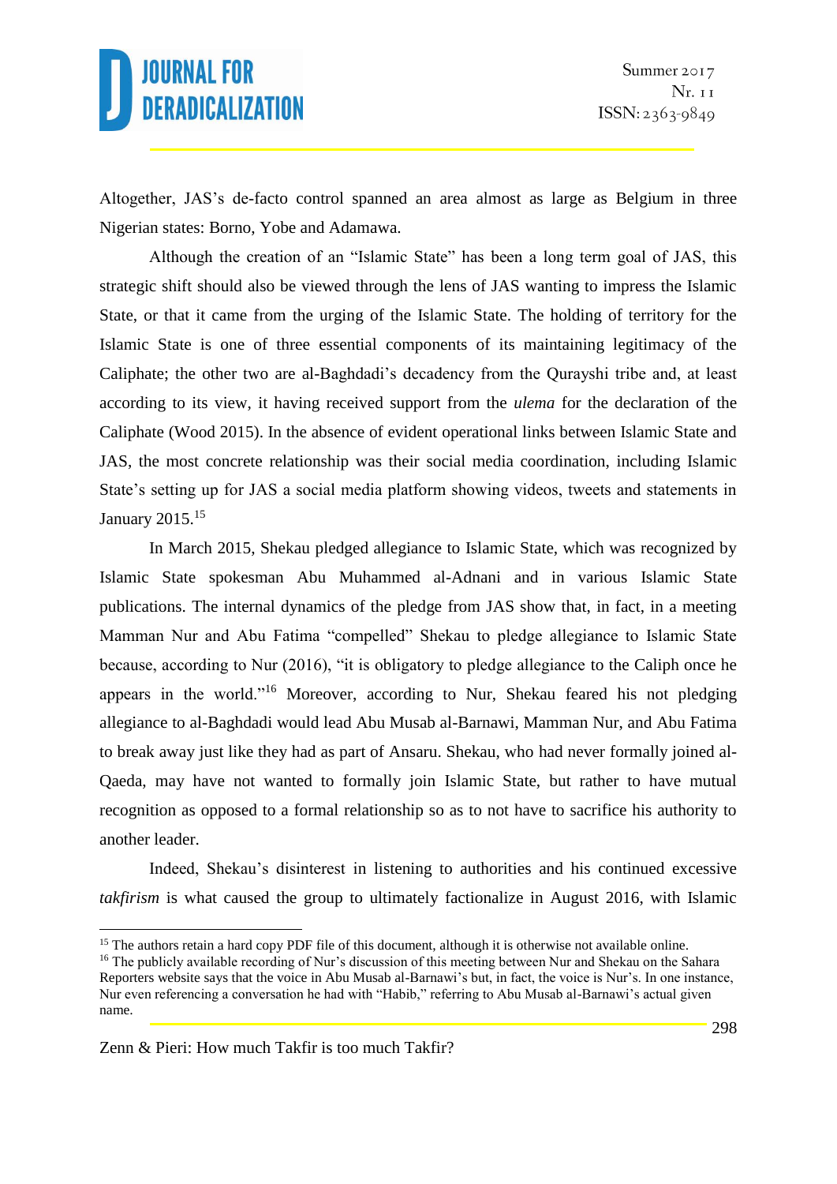Altogether, JAS's de-facto control spanned an area almost as large as Belgium in three Nigerian states: Borno, Yobe and Adamawa.

Although the creation of an "Islamic State" has been a long term goal of JAS, this strategic shift should also be viewed through the lens of JAS wanting to impress the Islamic State, or that it came from the urging of the Islamic State. The holding of territory for the Islamic State is one of three essential components of its maintaining legitimacy of the Caliphate; the other two are al-Baghdadi's decadency from the Qurayshi tribe and, at least according to its view, it having received support from the *ulema* for the declaration of the Caliphate (Wood 2015). In the absence of evident operational links between Islamic State and JAS, the most concrete relationship was their social media coordination, including Islamic State's setting up for JAS a social media platform showing videos, tweets and statements in January 2015.[15]

In March 2015, Shekau pledged allegiance to Islamic State, which was recognized by Islamic State spokesman Abu Muhammed al-Adnani and in various Islamic State publications. The internal dynamics of the pledge from JAS show that, in fact, in a meeting Mamman Nur and Abu Fatima "compelled" Shekau to pledge allegiance to Islamic State because, according to Nur (2016), "it is obligatory to pledge allegiance to the Caliph once he appears in the world."[16] Moreover, according to Nur, Shekau feared his not pledging allegiance to al-Baghdadi would lead Abu Musab al-Barnawi, Mamman Nur, and Abu Fatima to break away just like they had as part of Ansaru. Shekau, who had never formally joined al-Qaeda, may have not wanted to formally join Islamic State, but rather to have mutual recognition as opposed to a formal relationship so as to not have to sacrifice his authority to another leader.

Indeed, Shekau's disinterest in listening to authorities and his continued excessive *takfirism* is what caused the group to ultimately factionalize in August 2016, with Islamic

[15] The authors retain a hard copy PDF file of this document, although it is otherwise not available online.

[16] The publicly available recording of Nur's discussion of this meeting between Nur and Shekau on the Sahara Reporters website says that the voice in Abu Musab al-Barnawi's but, in fact, the voice is Nur's. In one instance, Nur even referencing a conversation he had with "Habib," referring to Abu Musab al-Barnawi's actual given name.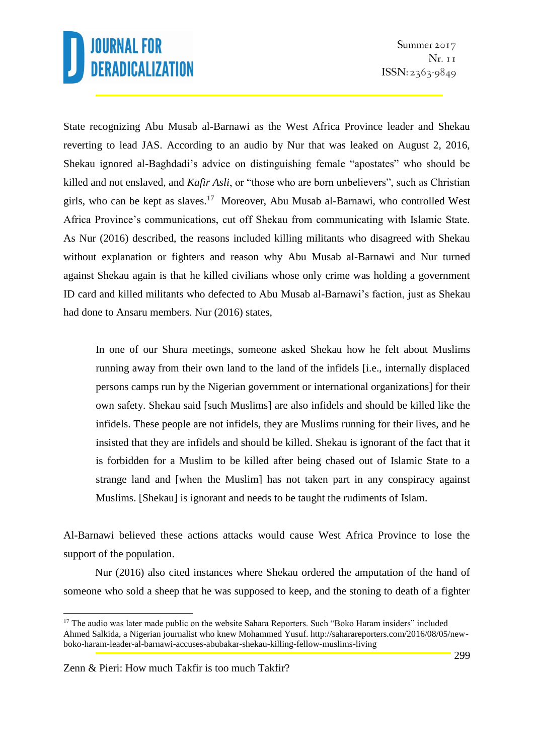State recognizing Abu Musab al-Barnawi as the West Africa Province leader and Shekau reverting to lead JAS. According to an audio by Nur that was leaked on August 2, 2016, Shekau ignored al-Baghdadi's advice on distinguishing female "apostates" who should be killed and not enslaved, and *Kafir Asli*, or "those who are born unbelievers", such as Christian girls, who can be kept as slaves.[17] Moreover, Abu Musab al-Barnawi, who controlled West Africa Province's communications, cut off Shekau from communicating with Islamic State. As Nur (2016) described, the reasons included killing militants who disagreed with Shekau without explanation or fighters and reason why Abu Musab al-Barnawi and Nur turned against Shekau again is that he killed civilians whose only crime was holding a government ID card and killed militants who defected to Abu Musab al-Barnawi's faction, just as Shekau had done to Ansaru members. Nur (2016) states,

> In one of our Shura meetings, someone asked Shekau how he felt about Muslims running away from their own land to the land of the infidels [i.e., internally displaced persons camps run by the Nigerian government or international organizations] for their own safety. Shekau said [such Muslims] are also infidels and should be killed like the infidels. These people are not infidels, they are Muslims running for their lives, and he insisted that they are infidels and should be killed. Shekau is ignorant of the fact that it is forbidden for a Muslim to be killed after being chased out of Islamic State to a strange land and [when the Muslim] has not taken part in any conspiracy against Muslims. [Shekau] is ignorant and needs to be taught the rudiments of Islam.

Al-Barnawi believed these actions attacks would cause West Africa Province to lose the support of the population.

Nur (2016) also cited instances where Shekau ordered the amputation of the hand of someone who sold a sheep that he was supposed to keep, and the stoning to death of a fighter

[17] The audio was later made public on the website Sahara Reporters. Such "Boko Haram insiders" included Ahmed Salkida, a Nigerian journalist who knew Mohammed Yusuf. http://saharareporters.com/2016/08/05/new-boko-haram-leader-al-barnawi-accuses-abubakar-shekau-killing-fellow-muslims-living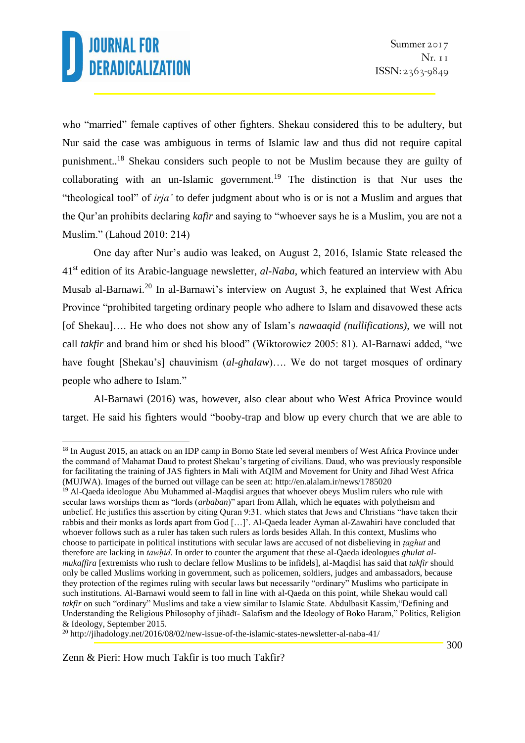who “married” female captives of other fighters. Shekau considered this to be adultery, but Nur said the case was ambiguous in terms of Islamic law and thus did not require capital punishment..[18] Shekau considers such people to not be Muslim because they are guilty of collaborating with an un-Islamic government.[19] The distinction is that Nur uses the “theological tool” of *irja’* to defer judgment about who is or is not a Muslim and argues that the Qur’an prohibits declaring *kafir* and saying to “whoever says he is a Muslim, you are not a Muslim.” (Lahoud 2010: 214)

One day after Nur’s audio was leaked, on August 2, 2016, Islamic State released the 41st edition of its Arabic-language newsletter, *al-Naba*, which featured an interview with Abu Musab al-Barnawi.[20] In al-Barnawi’s interview on August 3, he explained that West Africa Province “prohibited targeting ordinary people who adhere to Islam and disavowed these acts [of Shekau]…. He who does not show any of Islam’s *nawaaqid (nullifications),* we will not call *takfir* and brand him or shed his blood” (Wiktorowicz 2005: 81). Al-Barnawi added, “we have fought [Shekau’s] chauvinism (*al-ghalaw*)…. We do not target mosques of ordinary people who adhere to Islam.”

Al-Barnawi (2016) was, however, also clear about who West Africa Province would target. He said his fighters would “booby-trap and blow up every church that we are able to

---

[18] In August 2015, an attack on an IDP camp in Borno State led several members of West Africa Province under the command of Mahamat Daud to protest Shekau’s targeting of civilians. Daud, who was previously responsible for facilitating the training of JAS fighters in Mali with AQIM and Movement for Unity and Jihad West Africa (MUJWA). Images of the burned out village can be seen at: http://en.alalam.ir/news/1785020

[19] Al-Qaeda ideologue Abu Muhammed al-Maqdisi argues that whoever obeys Muslim rulers who rule with secular laws worships them as “lords (*arbaban*)” apart from Allah, which he equates with polytheism and unbelief. He justifies this assertion by citing Quran 9:31. which states that Jews and Christians “have taken their rabbis and their monks as lords apart from God […]’. Al-Qaeda leader Ayman al-Zawahiri have concluded that whoever follows such as a ruler has taken such rulers as lords besides Allah. In this context, Muslims who choose to participate in political institutions with secular laws are accused of not disbelieving in *ṭaghut* and therefore are lacking in *tawḥid*. In order to counter the argument that these al-Qaeda ideologues *ghulat al-mukaffira* [extremists who rush to declare fellow Muslims to be infidels], al-Maqdisi has said that *takfir* should only be called Muslims working in government, such as policemen, soldiers, judges and ambassadors, because they protection of the regimes ruling with secular laws but necessarily “ordinary” Muslims who participate in such institutions. Al-Barnawi would seem to fall in line with al-Qaeda on this point, while Shekau would call *takfir* on such “ordinary” Muslims and take a view similar to Islamic State. Abdulbasit Kassim,“Defining and Understanding the Religious Philosophy of jihādī- Salafism and the Ideology of Boko Haram,” Politics, Religion & Ideology, September 2015.

[20] http://jihadology.net/2016/08/02/new-issue-of-the-islamic-states-newsletter-al-naba-41/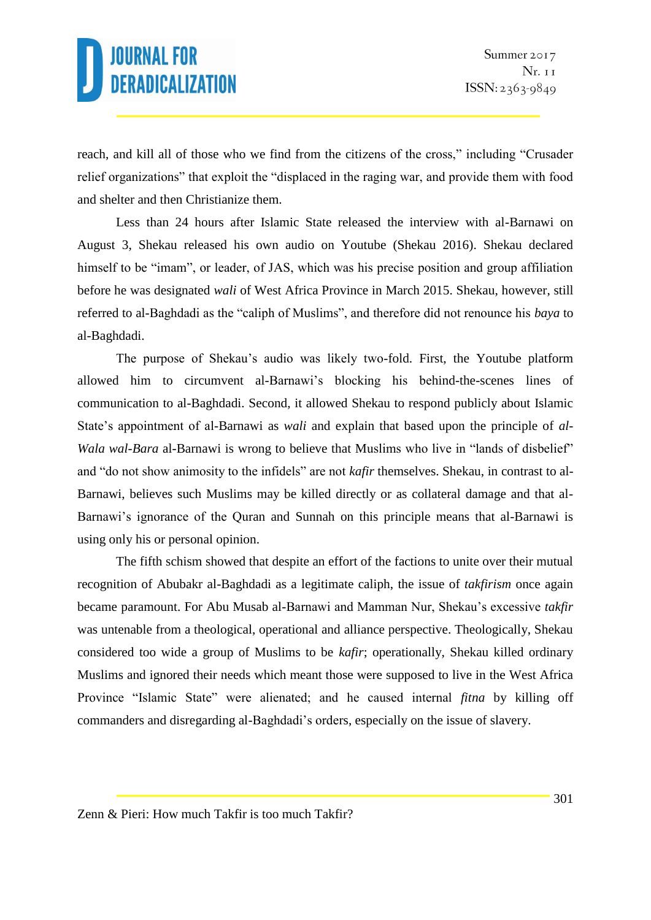reach, and kill all of those who we find from the citizens of the cross," including "Crusader relief organizations" that exploit the "displaced in the raging war, and provide them with food and shelter and then Christianize them.

Less than 24 hours after Islamic State released the interview with al-Barnawi on August 3, Shekau released his own audio on Youtube (Shekau 2016). Shekau declared himself to be "imam", or leader, of JAS, which was his precise position and group affiliation before he was designated *wali* of West Africa Province in March 2015. Shekau, however, still referred to al-Baghdadi as the "caliph of Muslims", and therefore did not renounce his *baya* to al-Baghdadi.

The purpose of Shekau's audio was likely two-fold. First, the Youtube platform allowed him to circumvent al-Barnawi's blocking his behind-the-scenes lines of communication to al-Baghdadi. Second, it allowed Shekau to respond publicly about Islamic State's appointment of al-Barnawi as *wali* and explain that based upon the principle of *al-Wala wal-Bara* al-Barnawi is wrong to believe that Muslims who live in "lands of disbelief" and "do not show animosity to the infidels" are not *kafir* themselves. Shekau, in contrast to al-Barnawi, believes such Muslims may be killed directly or as collateral damage and that al-Barnawi's ignorance of the Quran and Sunnah on this principle means that al-Barnawi is using only his or personal opinion.

The fifth schism showed that despite an effort of the factions to unite over their mutual recognition of Abubakr al-Baghdadi as a legitimate caliph, the issue of *takfirism* once again became paramount. For Abu Musab al-Barnawi and Mamman Nur, Shekau's excessive *takfir* was untenable from a theological, operational and alliance perspective. Theologically, Shekau considered too wide a group of Muslims to be *kafir*; operationally, Shekau killed ordinary Muslims and ignored their needs which meant those were supposed to live in the West Africa Province "Islamic State" were alienated; and he caused internal *fitna* by killing off commanders and disregarding al-Baghdadi's orders, especially on the issue of slavery.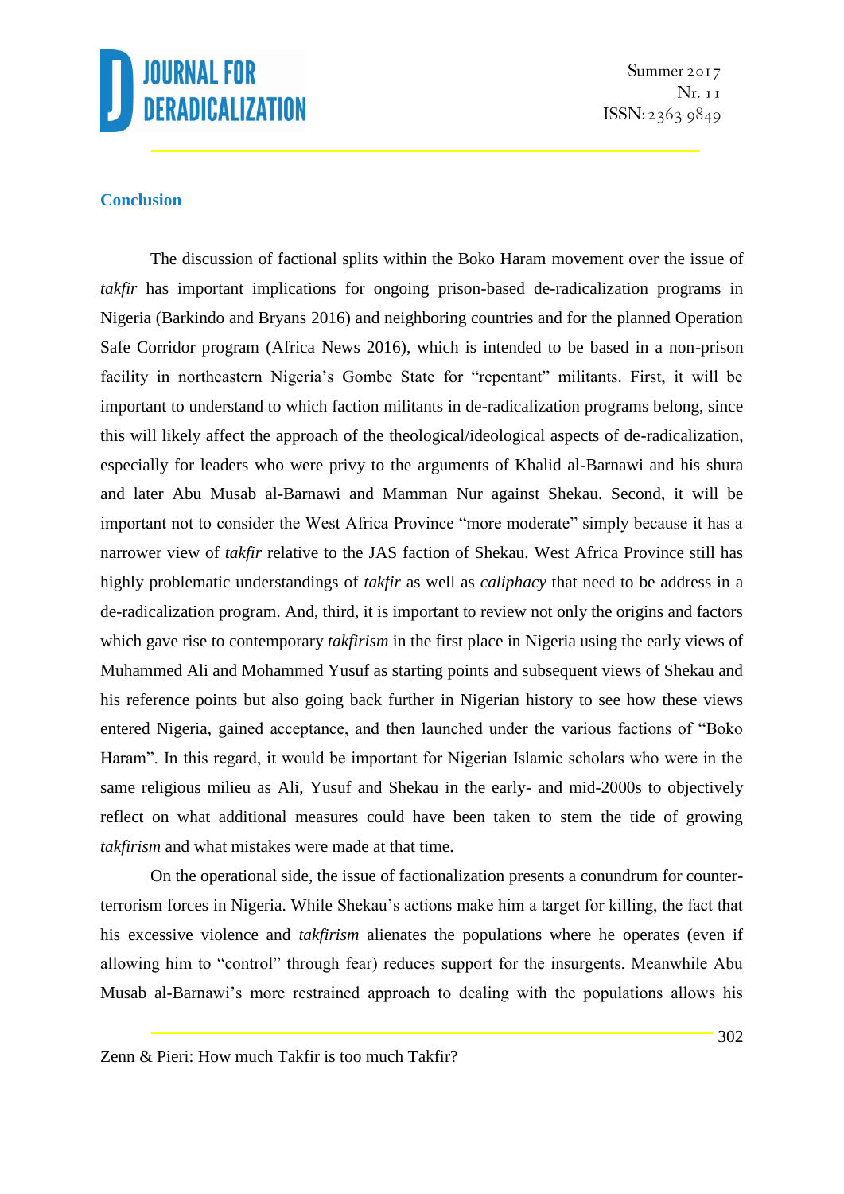## Conclusion

The discussion of factional splits within the Boko Haram movement over the issue of *takfir* has important implications for ongoing prison-based de-radicalization programs in Nigeria (Barkindo and Bryans 2016) and neighboring countries and for the planned Operation Safe Corridor program (Africa News 2016), which is intended to be based in a non-prison facility in northeastern Nigeria's Gombe State for "repentant" militants. First, it will be important to understand to which faction militants in de-radicalization programs belong, since this will likely affect the approach of the theological/ideological aspects of de-radicalization, especially for leaders who were privy to the arguments of Khalid al-Barnawi and his shura and later Abu Musab al-Barnawi and Mamman Nur against Shekau. Second, it will be important not to consider the West Africa Province "more moderate" simply because it has a narrower view of *takfir* relative to the JAS faction of Shekau. West Africa Province still has highly problematic understandings of *takfir* as well as *caliphacy* that need to be address in a de-radicalization program. And, third, it is important to review not only the origins and factors which gave rise to contemporary *takfirism* in the first place in Nigeria using the early views of Muhammed Ali and Mohammed Yusuf as starting points and subsequent views of Shekau and his reference points but also going back further in Nigerian history to see how these views entered Nigeria, gained acceptance, and then launched under the various factions of "Boko Haram". In this regard, it would be important for Nigerian Islamic scholars who were in the same religious milieu as Ali, Yusuf and Shekau in the early- and mid-2000s to objectively reflect on what additional measures could have been taken to stem the tide of growing *takfirism* and what mistakes were made at that time.

On the operational side, the issue of factionalization presents a conundrum for counter-terrorism forces in Nigeria. While Shekau's actions make him a target for killing, the fact that his excessive violence and *takfirism* alienates the populations where he operates (even if allowing him to "control" through fear) reduces support for the insurgents. Meanwhile Abu Musab al-Barnawi's more restrained approach to dealing with the populations allows his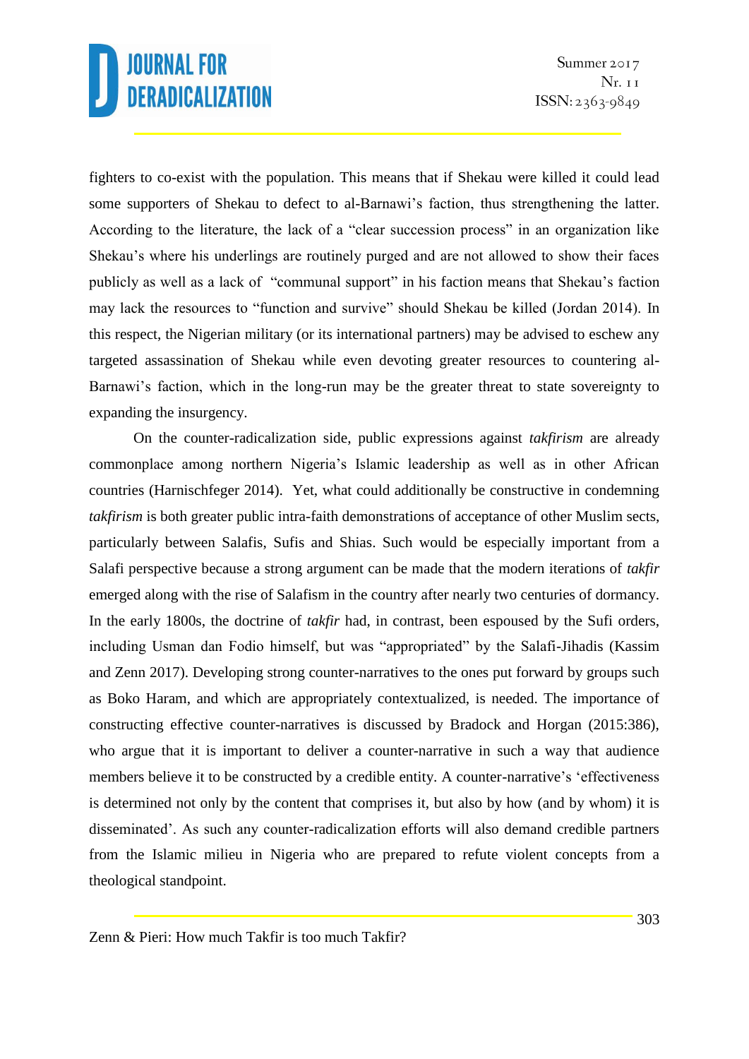fighters to co-exist with the population. This means that if Shekau were killed it could lead some supporters of Shekau to defect to al-Barnawi's faction, thus strengthening the latter. According to the literature, the lack of a "clear succession process" in an organization like Shekau's where his underlings are routinely purged and are not allowed to show their faces publicly as well as a lack of "communal support" in his faction means that Shekau's faction may lack the resources to "function and survive" should Shekau be killed (Jordan 2014). In this respect, the Nigerian military (or its international partners) may be advised to eschew any targeted assassination of Shekau while even devoting greater resources to countering al-Barnawi's faction, which in the long-run may be the greater threat to state sovereignty to expanding the insurgency.

On the counter-radicalization side, public expressions against *takfirism* are already commonplace among northern Nigeria's Islamic leadership as well as in other African countries (Harnischfeger 2014). Yet, what could additionally be constructive in condemning *takfirism* is both greater public intra-faith demonstrations of acceptance of other Muslim sects, particularly between Salafis, Sufis and Shias. Such would be especially important from a Salafi perspective because a strong argument can be made that the modern iterations of *takfir* emerged along with the rise of Salafism in the country after nearly two centuries of dormancy. In the early 1800s, the doctrine of *takfir* had, in contrast, been espoused by the Sufi orders, including Usman dan Fodio himself, but was "appropriated" by the Salafi-Jihadis (Kassim and Zenn 2017). Developing strong counter-narratives to the ones put forward by groups such as Boko Haram, and which are appropriately contextualized, is needed. The importance of constructing effective counter-narratives is discussed by Bradock and Horgan (2015:386), who argue that it is important to deliver a counter-narrative in such a way that audience members believe it to be constructed by a credible entity. A counter-narrative's 'effectiveness is determined not only by the content that comprises it, but also by how (and by whom) it is disseminated'. As such any counter-radicalization efforts will also demand credible partners from the Islamic milieu in Nigeria who are prepared to refute violent concepts from a theological standpoint.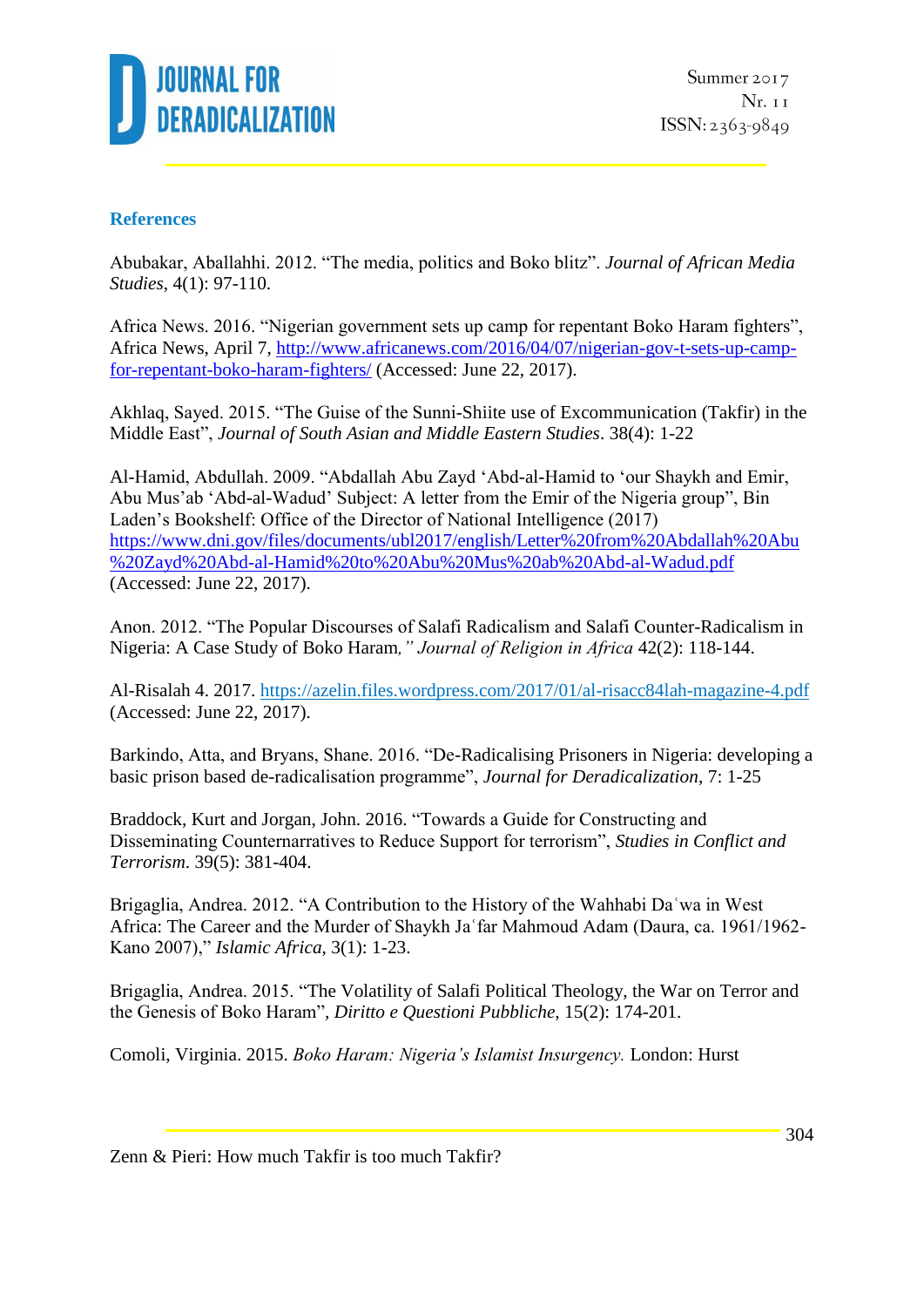## References

Abubakar, Aballahhi. 2012. "The media, politics and Boko blitz". *Journal of African Media Studies*, 4(1): 97-110.

Africa News. 2016. "Nigerian government sets up camp for repentant Boko Haram fighters", Africa News, April 7, http://www.africanews.com/2016/04/07/nigerian-gov-t-sets-up-camp-for-repentant-boko-haram-fighters/ (Accessed: June 22, 2017).

Akhlaq, Sayed. 2015. "The Guise of the Sunni-Shiite use of Excommunication (Takfir) in the Middle East", *Journal of South Asian and Middle Eastern Studies*. 38(4): 1-22

Al-Hamid, Abdullah. 2009. "Abdallah Abu Zayd 'Abd-al-Hamid to 'our Shaykh and Emir, Abu Mus'ab 'Abd-al-Wadud' Subject: A letter from the Emir of the Nigeria group", Bin Laden's Bookshelf: Office of the Director of National Intelligence (2017) https://www.dni.gov/files/documents/ubl2017/english/Letter%20from%20Abdallah%20Abu%20Zayd%20Abd-al-Hamid%20to%20Abu%20Mus%20ab%20Abd-al-Wadud.pdf (Accessed: June 22, 2017).

Anon. 2012. "The Popular Discourses of Salafi Radicalism and Salafi Counter-Radicalism in Nigeria: A Case Study of Boko Haram*," Journal of Religion in Africa* 42(2): 118-144.

Al-Risalah 4. 2017. https://azelin.files.wordpress.com/2017/01/al-risacc84lah-magazine-4.pdf (Accessed: June 22, 2017).

Barkindo, Atta, and Bryans, Shane. 2016. "De-Radicalising Prisoners in Nigeria: developing a basic prison based de-radicalisation programme", *Journal for Deradicalization*, 7: 1-25

Braddock, Kurt and Jorgan, John. 2016. "Towards a Guide for Constructing and Disseminating Counternarratives to Reduce Support for terrorism", *Studies in Conflict and Terrorism*. 39(5): 381-404.

Brigaglia, Andrea. 2012. "A Contribution to the History of the Wahhabi Daʿwa in West Africa: The Career and the Murder of Shaykh Jaʿfar Mahmoud Adam (Daura, ca. 1961/1962-Kano 2007)," *Islamic Africa*, 3(1): 1-23.

Brigaglia, Andrea. 2015. "The Volatility of Salafi Political Theology, the War on Terror and the Genesis of Boko Haram"*, Diritto e Questioni Pubbliche*, 15(2): 174-201.

Comoli, Virginia. 2015. *Boko Haram: Nigeria's Islamist Insurgency.* London: Hurst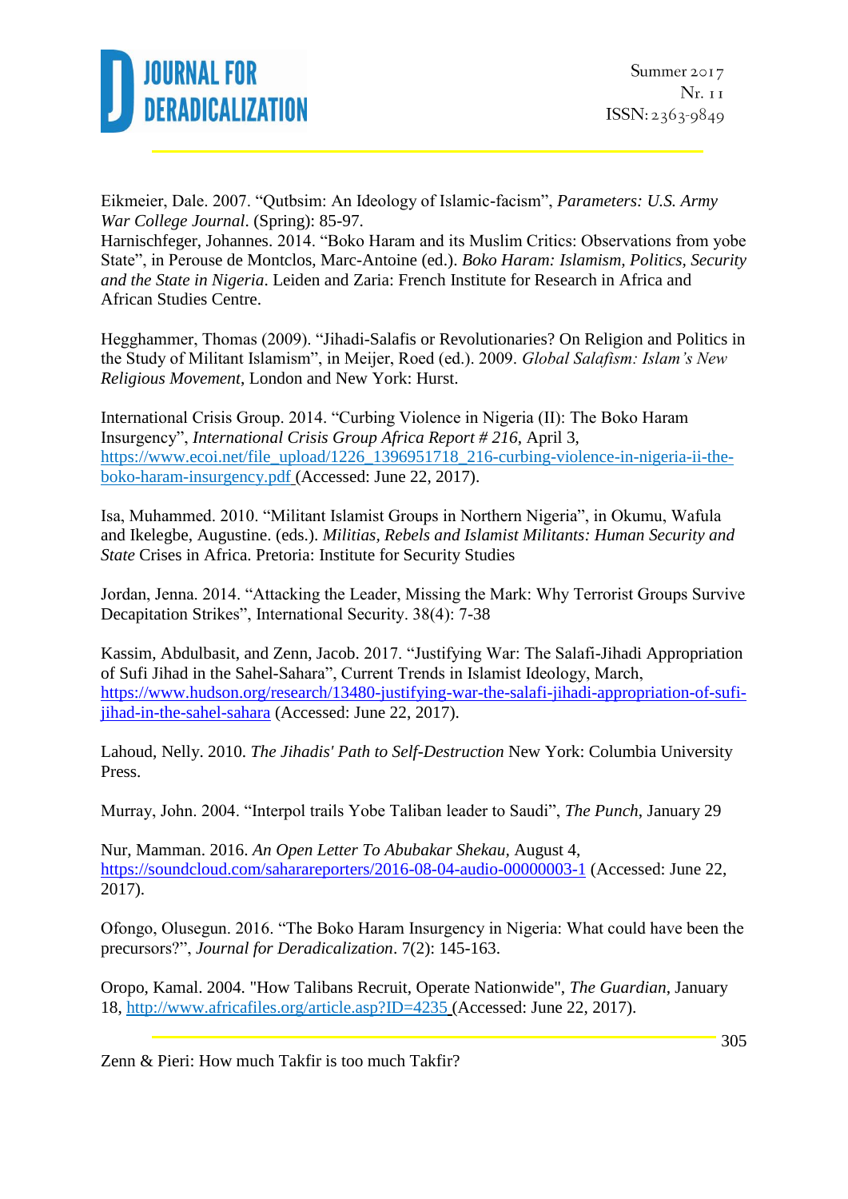Eikmeier, Dale. 2007. “Qutbsim: An Ideology of Islamic-facism”, *Parameters: U.S. Army War College Journal*. (Spring): 85-97.
Harnischfeger, Johannes. 2014. “Boko Haram and its Muslim Critics: Observations from yobe State”, in Perouse de Montclos, Marc-Antoine (ed.). *Boko Haram: Islamism, Politics, Security and the State in Nigeria*. Leiden and Zaria: French Institute for Research in Africa and African Studies Centre.

Hegghammer, Thomas (2009). “Jihadi-Salafis or Revolutionaries? On Religion and Politics in the Study of Militant Islamism”, in Meijer, Roed (ed.). 2009. *Global Salafism: Islam's New Religious Movement*, London and New York: Hurst.

International Crisis Group. 2014. “Curbing Violence in Nigeria (II): The Boko Haram Insurgency”, *International Crisis Group Africa Report # 216*, April 3, https://www.ecoi.net/file_upload/1226_1396951718_216-curbing-violence-in-nigeria-ii-the-boko-haram-insurgency.pdf (Accessed: June 22, 2017).

Isa, Muhammed. 2010. “Militant Islamist Groups in Northern Nigeria”, in Okumu, Wafula and Ikelegbe, Augustine. (eds.). *Militias, Rebels and Islamist Militants: Human Security and State* Crises in Africa. Pretoria: Institute for Security Studies

Jordan, Jenna. 2014. “Attacking the Leader, Missing the Mark: Why Terrorist Groups Survive Decapitation Strikes”, International Security. 38(4): 7-38

Kassim, Abdulbasit, and Zenn, Jacob. 2017. “Justifying War: The Salafi-Jihadi Appropriation of Sufi Jihad in the Sahel-Sahara”, Current Trends in Islamist Ideology, March, https://www.hudson.org/research/13480-justifying-war-the-salafi-jihadi-appropriation-of-sufi-jihad-in-the-sahel-sahara (Accessed: June 22, 2017).

Lahoud, Nelly. 2010. *The Jihadis' Path to Self-Destruction* New York: Columbia University Press.

Murray, John. 2004. “Interpol trails Yobe Taliban leader to Saudi”, *The Punch*, January 29

Nur, Mamman. 2016. *An Open Letter To Abubakar Shekau*, August 4, https://soundcloud.com/saharareporters/2016-08-04-audio-00000003-1 (Accessed: June 22, 2017).

Ofongo, Olusegun. 2016. “The Boko Haram Insurgency in Nigeria: What could have been the precursors?”, *Journal for Deradicalization*. 7(2): 145-163.

Oropo, Kamal. 2004. "How Talibans Recruit, Operate Nationwide", *The Guardian*, January 18, http://www.africafiles.org/article.asp?ID=4235 (Accessed: June 22, 2017).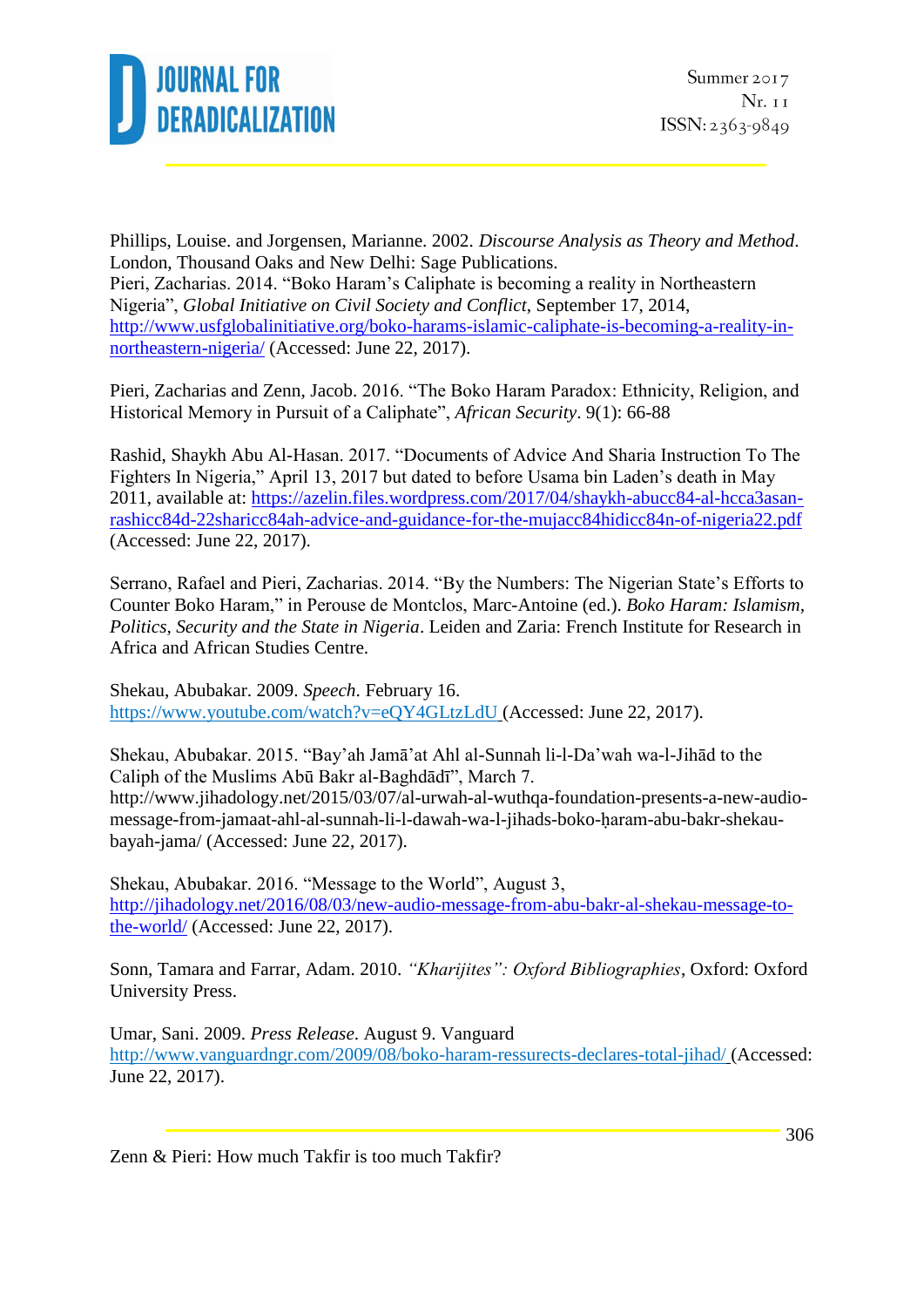Phillips, Louise. and Jorgensen, Marianne. 2002. *Discourse Analysis as Theory and Method*. London, Thousand Oaks and New Delhi: Sage Publications.
Pieri, Zacharias. 2014. "Boko Haram's Caliphate is becoming a reality in Northeastern Nigeria", *Global Initiative on Civil Society and Conflict*, September 17, 2014, http://www.usfglobalinitiative.org/boko-harams-islamic-caliphate-is-becoming-a-reality-in-northeastern-nigeria/ (Accessed: June 22, 2017).

Pieri, Zacharias and Zenn, Jacob. 2016. "The Boko Haram Paradox: Ethnicity, Religion, and Historical Memory in Pursuit of a Caliphate", *African Security*. 9(1): 66-88

Rashid, Shaykh Abu Al-Hasan. 2017. "Documents of Advice And Sharia Instruction To The Fighters In Nigeria," April 13, 2017 but dated to before Usama bin Laden's death in May 2011, available at: https://azelin.files.wordpress.com/2017/04/shaykh-abucc84-al-hcca3asan-rashicc84d-22sharicc84ah-advice-and-guidance-for-the-mujacc84hidicc84n-of-nigeria22.pdf (Accessed: June 22, 2017).

Serrano, Rafael and Pieri, Zacharias. 2014. "By the Numbers: The Nigerian State's Efforts to Counter Boko Haram," in Perouse de Montclos, Marc-Antoine (ed.). *Boko Haram: Islamism, Politics, Security and the State in Nigeria*. Leiden and Zaria: French Institute for Research in Africa and African Studies Centre.

Shekau, Abubakar. 2009. *Speech*. February 16. https://www.youtube.com/watch?v=eQY4GLtzLdU (Accessed: June 22, 2017).

Shekau, Abubakar. 2015. "Bay'ah Jamā'at Ahl al-Sunnah li-l-Da'wah wa-l-Jihād to the Caliph of the Muslims Abū Bakr al-Baghdādī", March 7. http://www.jihadology.net/2015/03/07/al-urwah-al-wuthqa-foundation-presents-a-new-audio-message-from-jamaat-ahl-al-sunnah-li-l-dawah-wa-l-jihads-boko-ḥaram-abu-bakr-shekau-bayah-jama/ (Accessed: June 22, 2017).

Shekau, Abubakar. 2016. "Message to the World", August 3, http://jihadology.net/2016/08/03/new-audio-message-from-abu-bakr-al-shekau-message-to-the-world/ (Accessed: June 22, 2017).

Sonn, Tamara and Farrar, Adam. 2010. *"Kharijites": Oxford Bibliographies*, Oxford: Oxford University Press.

Umar, Sani. 2009. *Press Release*. August 9. Vanguard http://www.vanguardngr.com/2009/08/boko-haram-ressurects-declares-total-jihad/ (Accessed: June 22, 2017).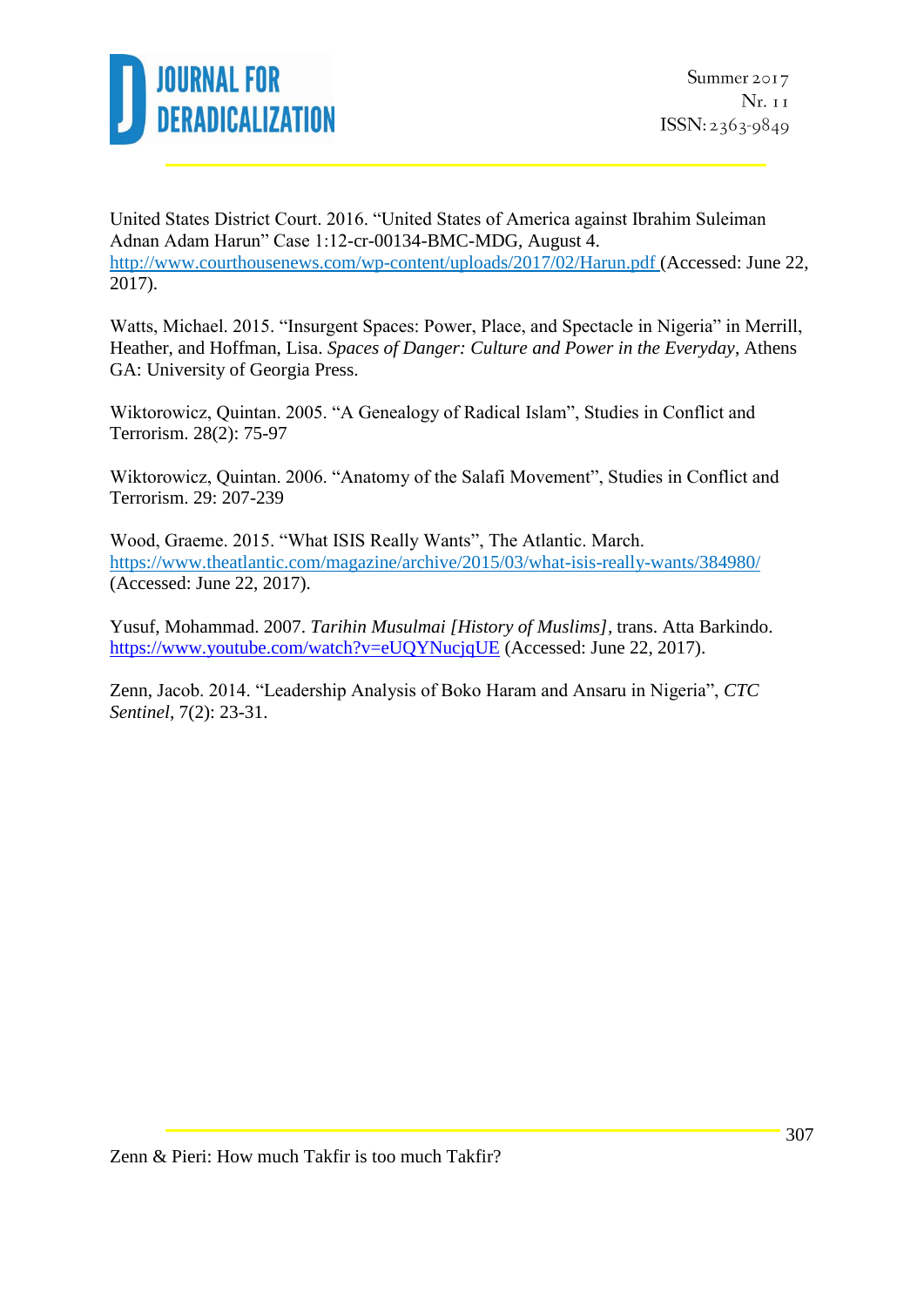United States District Court. 2016. “United States of America against Ibrahim Suleiman Adnan Adam Harun” Case 1:12-cr-00134-BMC-MDG, August 4. http://www.courthousenews.com/wp-content/uploads/2017/02/Harun.pdf (Accessed: June 22, 2017).

Watts, Michael. 2015. “Insurgent Spaces: Power, Place, and Spectacle in Nigeria” in Merrill, Heather, and Hoffman, Lisa. *Spaces of Danger: Culture and Power in the Everyday*, Athens GA: University of Georgia Press.

Wiktorowicz, Quintan. 2005. “A Genealogy of Radical Islam”, Studies in Conflict and Terrorism. 28(2): 75-97

Wiktorowicz, Quintan. 2006. “Anatomy of the Salafi Movement”, Studies in Conflict and Terrorism. 29: 207-239

Wood, Graeme. 2015. “What ISIS Really Wants”, The Atlantic. March. https://www.theatlantic.com/magazine/archive/2015/03/what-isis-really-wants/384980/ (Accessed: June 22, 2017).

Yusuf, Mohammad. 2007. *Tarihin Musulmai [History of Muslims]*, trans. Atta Barkindo. https://www.youtube.com/watch?v=eUQYNucjqUE (Accessed: June 22, 2017).

Zenn, Jacob. 2014. “Leadership Analysis of Boko Haram and Ansaru in Nigeria”, *CTC Sentinel*, 7(2): 23-31.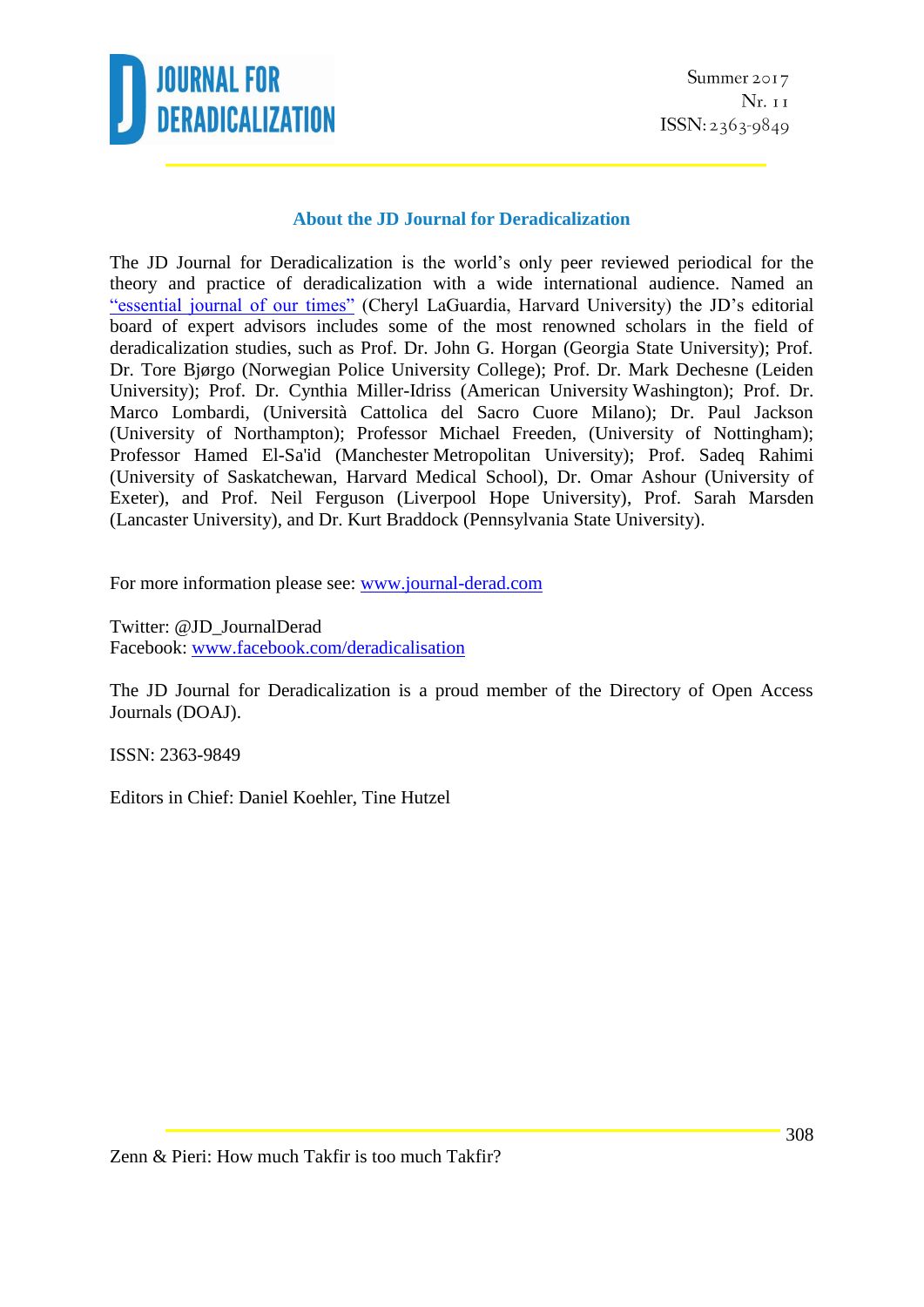## About the JD Journal for Deradicalization

The JD Journal for Deradicalization is the world's only peer reviewed periodical for the theory and practice of deradicalization with a wide international audience. Named an "essential journal of our times" (Cheryl LaGuardia, Harvard University) the JD's editorial board of expert advisors includes some of the most renowned scholars in the field of deradicalization studies, such as Prof. Dr. John G. Horgan (Georgia State University); Prof. Dr. Tore Bjørgo (Norwegian Police University College); Prof. Dr. Mark Dechesne (Leiden University); Prof. Dr. Cynthia Miller-Idriss (American University Washington); Prof. Dr. Marco Lombardi, (Università Cattolica del Sacro Cuore Milano); Dr. Paul Jackson (University of Northampton); Professor Michael Freeden, (University of Nottingham); Professor Hamed El-Sa'id (Manchester Metropolitan University); Prof. Sadeq Rahimi (University of Saskatchewan, Harvard Medical School), Dr. Omar Ashour (University of Exeter), and Prof. Neil Ferguson (Liverpool Hope University), Prof. Sarah Marsden (Lancaster University), and Dr. Kurt Braddock (Pennsylvania State University).

For more information please see: www.journal-derad.com

Twitter: @JD_JournalDerad
Facebook: www.facebook.com/deradicalisation

The JD Journal for Deradicalization is a proud member of the Directory of Open Access Journals (DOAJ).

ISSN: 2363-9849

Editors in Chief: Daniel Koehler, Tine Hutzel